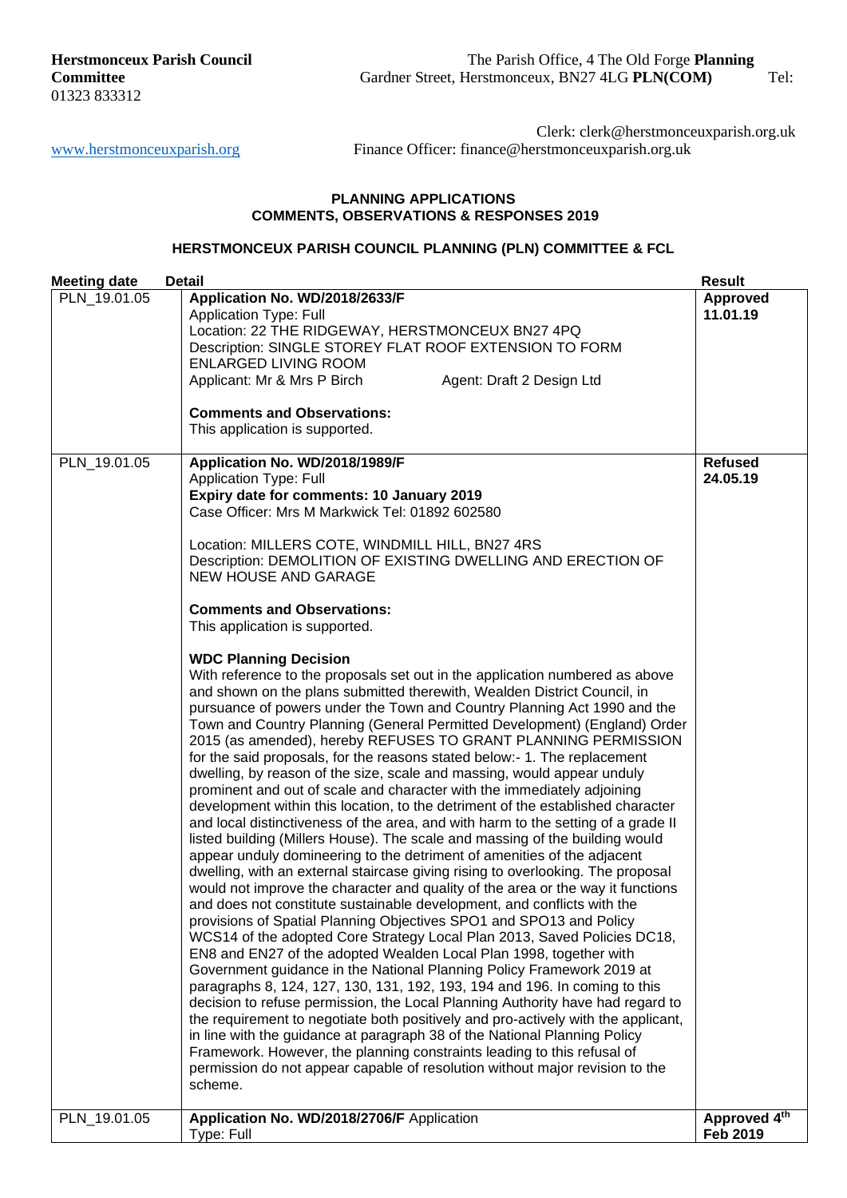**Herstmonceux Parish Council Planning Committee**
The Parish Office, 4 The Old Forge Gardner Street, Herstmonceux, BN27 4LG **PLN(COM)**
Tel: 01323 833312

Clerk: clerk@herstmonceuxparish.org.uk
www.herstmonceuxparish.org
Finance Officer: finance@herstmonceuxparish.org.uk

## PLANNING APPLICATIONS COMMENTS, OBSERVATIONS & RESPONSES 2019

### HERSTMONCEUX PARISH COUNCIL PLANNING (PLN) COMMITTEE & FCL

| Meeting date | Detail | Result |
|---|---|---|
| PLN_19.01.05 | **Application No. WD/2018/2633/F**<br>Application Type: Full<br>Location: 22 THE RIDGEWAY, HERSTMONCEUX BN27 4PQ<br>Description: SINGLE STOREY FLAT ROOF EXTENSION TO FORM ENLARGED LIVING ROOM<br>Applicant: Mr & Mrs P Birch Agent: Draft 2 Design Ltd<br><br>**Comments and Observations:**<br>This application is supported. | **Approved 11.01.19** |
| PLN_19.01.05 | **Application No. WD/2018/1989/F**<br>Application Type: Full<br>**Expiry date for comments: 10 January 2019**<br>Case Officer: Mrs M Markwick Tel: 01892 602580<br><br>Location: MILLERS COTE, WINDMILL HILL, BN27 4RS<br>Description: DEMOLITION OF EXISTING DWELLING AND ERECTION OF NEW HOUSE AND GARAGE<br><br>**Comments and Observations:**<br>This application is supported.<br><br>**WDC Planning Decision**<br>With reference to the proposals set out in the application numbered as above and shown on the plans submitted therewith, Wealden District Council, in pursuance of powers under the Town and Country Planning Act 1990 and the Town and Country Planning (General Permitted Development) (England) Order 2015 (as amended), hereby REFUSES TO GRANT PLANNING PERMISSION for the said proposals, for the reasons stated below:- 1. The replacement dwelling, by reason of the size, scale and massing, would appear unduly prominent and out of scale and character with the immediately adjoining development within this location, to the detriment of the established character and local distinctiveness of the area, and with harm to the setting of a grade II listed building (Millers House). The scale and massing of the building would appear unduly domineering to the detriment of amenities of the adjacent dwelling, with an external staircase giving rising to overlooking. The proposal would not improve the character and quality of the area or the way it functions and does not constitute sustainable development, and conflicts with the provisions of Spatial Planning Objectives SPO1 and SPO13 and Policy WCS14 of the adopted Core Strategy Local Plan 2013, Saved Policies DC18, EN8 and EN27 of the adopted Wealden Local Plan 1998, together with Government guidance in the National Planning Policy Framework 2019 at paragraphs 8, 124, 127, 130, 131, 192, 193, 194 and 196. In coming to this decision to refuse permission, the Local Planning Authority have had regard to the requirement to negotiate both positively and pro-actively with the applicant, in line with the guidance at paragraph 38 of the National Planning Policy Framework. However, the planning constraints leading to this refusal of permission do not appear capable of resolution without major revision to the scheme. | **Refused 24.05.19** |
| PLN_19.01.05 | **Application No. WD/2018/2706/F** Application Type: Full | **Approved 4th Feb 2019** |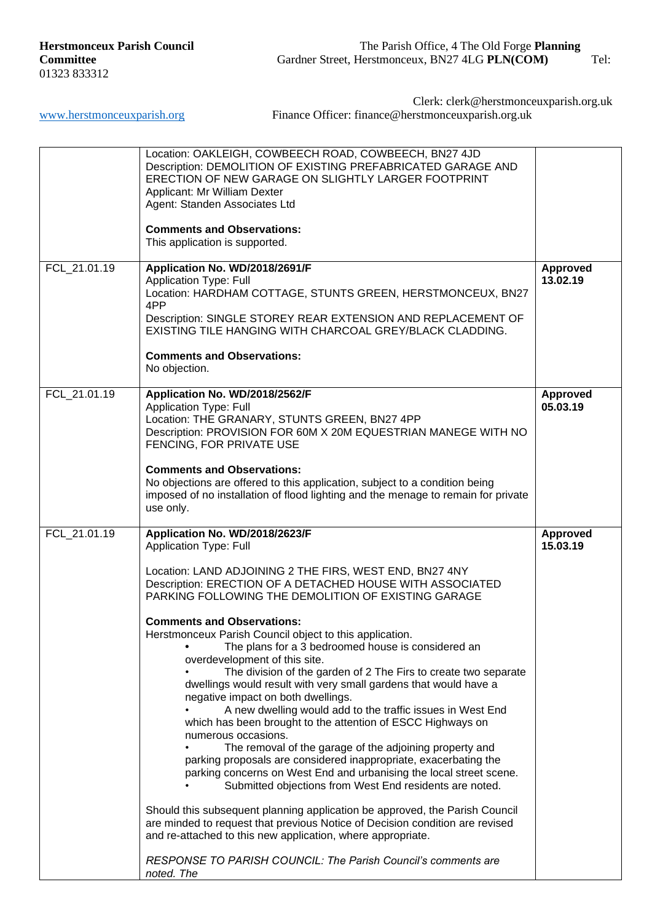**Herstmonceux Parish Council** The Parish Office, 4 The Old Forge **Planning Committee** Gardner Street, Herstmonceux, BN27 4LG **PLN(COM)** Tel: 01323 833312

Clerk: clerk@herstmonceuxparish.org.uk

[www.herstmonceuxparish.org](http://www.herstmonceuxparish.org) Finance Officer: finance@herstmonceuxparish.org.uk

| | | |
|---|---|---|
| | Location: OAKLEIGH, COWBEECH ROAD, COWBEECH, BN27 4JD<br>Description: DEMOLITION OF EXISTING PREFABRICATED GARAGE AND ERECTION OF NEW GARAGE ON SLIGHTLY LARGER FOOTPRINT<br>Applicant: Mr William Dexter<br>Agent: Standen Associates Ltd<br><br>**Comments and Observations:**<br>This application is supported. | |
| FCL_21.01.19 | **Application No. WD/2018/2691/F**<br>Application Type: Full<br>Location: HARDHAM COTTAGE, STUNTS GREEN, HERSTMONCEUX, BN27 4PP<br>Description: SINGLE STOREY REAR EXTENSION AND REPLACEMENT OF EXISTING TILE HANGING WITH CHARCOAL GREY/BLACK CLADDING.<br><br>**Comments and Observations:**<br>No objection. | **Approved 13.02.19** |
| FCL_21.01.19 | **Application No. WD/2018/2562/F**<br>Application Type: Full<br>Location: THE GRANARY, STUNTS GREEN, BN27 4PP<br>Description: PROVISION FOR 60M X 20M EQUESTRIAN MANEGE WITH NO FENCING, FOR PRIVATE USE<br><br>**Comments and Observations:**<br>No objections are offered to this application, subject to a condition being imposed of no installation of flood lighting and the menage to remain for private use only. | **Approved 05.03.19** |
| FCL_21.01.19 | **Application No. WD/2018/2623/F**<br>Application Type: Full<br><br>Location: LAND ADJOINING 2 THE FIRS, WEST END, BN27 4NY<br>Description: ERECTION OF A DETACHED HOUSE WITH ASSOCIATED PARKING FOLLOWING THE DEMOLITION OF EXISTING GARAGE<br><br>**Comments and Observations:**<br>Herstmonceux Parish Council object to this application.<br>• The plans for a 3 bedroomed house is considered an overdevelopment of this site.<br>• The division of the garden of 2 The Firs to create two separate dwellings would result with very small gardens that would have a negative impact on both dwellings.<br>• A new dwelling would add to the traffic issues in West End which has been brought to the attention of ESCC Highways on numerous occasions.<br>• The removal of the garage of the adjoining property and parking proposals are considered inappropriate, exacerbating the parking concerns on West End and urbanising the local street scene.<br>• Submitted objections from West End residents are noted.<br><br>Should this subsequent planning application be approved, the Parish Council are minded to request that previous Notice of Decision condition are revised and re-attached to this new application, where appropriate.<br><br>*RESPONSE TO PARISH COUNCIL: The Parish Council's comments are noted. The* | **Approved 15.03.19** |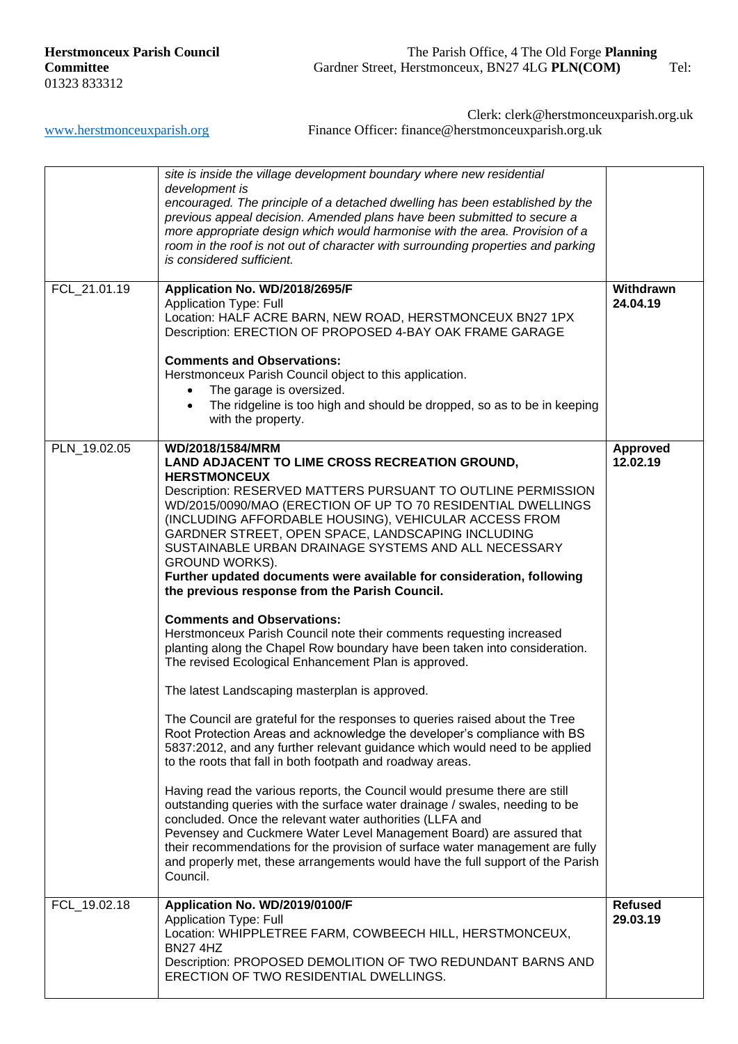**Herstmonceux Parish Council** The Parish Office, 4 The Old Forge **Planning Committee** Gardner Street, Herstmonceux, BN27 4LG **PLN(COM)** Tel: 01323 833312

Clerk: clerk@herstmonceuxparish.org.uk
www.herstmonceuxparish.org Finance Officer: finance@herstmonceuxparish.org.uk

| | | |
|---|---|---|
| | *site is inside the village development boundary where new residential development is encouraged. The principle of a detached dwelling has been established by the previous appeal decision. Amended plans have been submitted to secure a more appropriate design which would harmonise with the area. Provision of a room in the roof is not out of character with surrounding properties and parking is considered sufficient.* | |
| FCL_21.01.19 | **Application No. WD/2018/2695/F**<br>Application Type: Full<br>Location: HALF ACRE BARN, NEW ROAD, HERSTMONCEUX BN27 1PX<br>Description: ERECTION OF PROPOSED 4-BAY OAK FRAME GARAGE<br><br>**Comments and Observations:**<br>Herstmonceux Parish Council object to this application.<br>• The garage is oversized.<br>• The ridgeline is too high and should be dropped, so as to be in keeping with the property. | **Withdrawn 24.04.19** |
| PLN_19.02.05 | **WD/2018/1584/MRM**<br>**LAND ADJACENT TO LIME CROSS RECREATION GROUND, HERSTMONCEUX**<br>Description: RESERVED MATTERS PURSUANT TO OUTLINE PERMISSION WD/2015/0090/MAO (ERECTION OF UP TO 70 RESIDENTIAL DWELLINGS (INCLUDING AFFORDABLE HOUSING), VEHICULAR ACCESS FROM GARDNER STREET, OPEN SPACE, LANDSCAPING INCLUDING SUSTAINABLE URBAN DRAINAGE SYSTEMS AND ALL NECESSARY GROUND WORKS).<br>**Further updated documents were available for consideration, following the previous response from the Parish Council.**<br><br>**Comments and Observations:**<br>Herstmonceux Parish Council note their comments requesting increased planting along the Chapel Row boundary have been taken into consideration. The revised Ecological Enhancement Plan is approved.<br><br>The latest Landscaping masterplan is approved.<br><br>The Council are grateful for the responses to queries raised about the Tree Root Protection Areas and acknowledge the developer's compliance with BS 5837:2012, and any further relevant guidance which would need to be applied to the roots that fall in both footpath and roadway areas.<br><br>Having read the various reports, the Council would presume there are still outstanding queries with the surface water drainage / swales, needing to be concluded. Once the relevant water authorities (LLFA and Pevensey and Cuckmere Water Level Management Board) are assured that their recommendations for the provision of surface water management are fully and properly met, these arrangements would have the full support of the Parish Council. | **Approved 12.02.19** |
| FCL_19.02.18 | **Application No. WD/2019/0100/F**<br>Application Type: Full<br>Location: WHIPPLETREE FARM, COWBEECH HILL, HERSTMONCEUX, BN27 4HZ<br>Description: PROPOSED DEMOLITION OF TWO REDUNDANT BARNS AND ERECTION OF TWO RESIDENTIAL DWELLINGS. | **Refused 29.03.19** |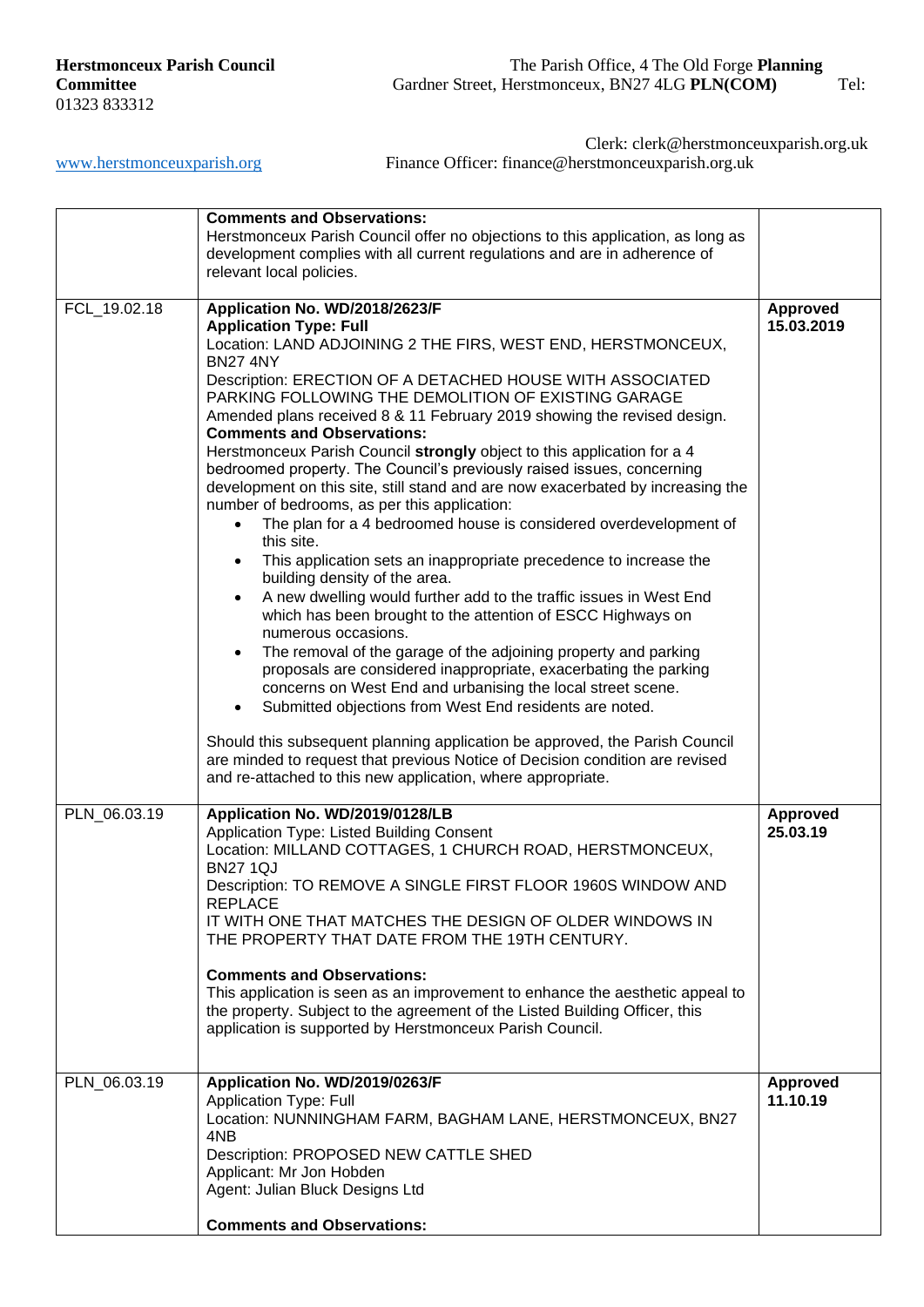**Herstmonceux Parish Council** The Parish Office, 4 The Old Forge **Planning Committee** Gardner Street, Herstmonceux, BN27 4LG **PLN(COM)** Tel: 01323 833312

Clerk: clerk@herstmonceuxparish.org.uk

www.herstmonceuxparish.org Finance Officer: finance@herstmonceuxparish.org.uk

| | | |
|---|---|---|
| | **Comments and Observations:**<br>Herstmonceux Parish Council offer no objections to this application, as long as development complies with all current regulations and are in adherence of relevant local policies. | |
| FCL_19.02.18 | **Application No. WD/2018/2623/F**<br>**Application Type: Full**<br>Location: LAND ADJOINING 2 THE FIRS, WEST END, HERSTMONCEUX, BN27 4NY<br>Description: ERECTION OF A DETACHED HOUSE WITH ASSOCIATED PARKING FOLLOWING THE DEMOLITION OF EXISTING GARAGE<br>Amended plans received 8 & 11 February 2019 showing the revised design.<br>**Comments and Observations:**<br>Herstmonceux Parish Council **strongly** object to this application for a 4 bedroomed property. The Council's previously raised issues, concerning development on this site, still stand and are now exacerbated by increasing the number of bedrooms, as per this application:<br>• The plan for a 4 bedroomed house is considered overdevelopment of this site.<br>• This application sets an inappropriate precedence to increase the building density of the area.<br>• A new dwelling would further add to the traffic issues in West End which has been brought to the attention of ESCC Highways on numerous occasions.<br>• The removal of the garage of the adjoining property and parking proposals are considered inappropriate, exacerbating the parking concerns on West End and urbanising the local street scene.<br>• Submitted objections from West End residents are noted.<br><br>Should this subsequent planning application be approved, the Parish Council are minded to request that previous Notice of Decision condition are revised and re-attached to this new application, where appropriate. | **Approved 15.03.2019** |
| PLN_06.03.19 | **Application No. WD/2019/0128/LB**<br>Application Type: Listed Building Consent<br>Location: MILLAND COTTAGES, 1 CHURCH ROAD, HERSTMONCEUX, BN27 1QJ<br>Description: TO REMOVE A SINGLE FIRST FLOOR 1960S WINDOW AND REPLACE IT WITH ONE THAT MATCHES THE DESIGN OF OLDER WINDOWS IN THE PROPERTY THAT DATE FROM THE 19TH CENTURY.<br><br>**Comments and Observations:**<br>This application is seen as an improvement to enhance the aesthetic appeal to the property. Subject to the agreement of the Listed Building Officer, this application is supported by Herstmonceux Parish Council. | **Approved 25.03.19** |
| PLN_06.03.19 | **Application No. WD/2019/0263/F**<br>Application Type: Full<br>Location: NUNNINGHAM FARM, BAGHAM LANE, HERSTMONCEUX, BN27 4NB<br>Description: PROPOSED NEW CATTLE SHED<br>Applicant: Mr Jon Hobden<br>Agent: Julian Bluck Designs Ltd<br><br>**Comments and Observations:** | **Approved 11.10.19** |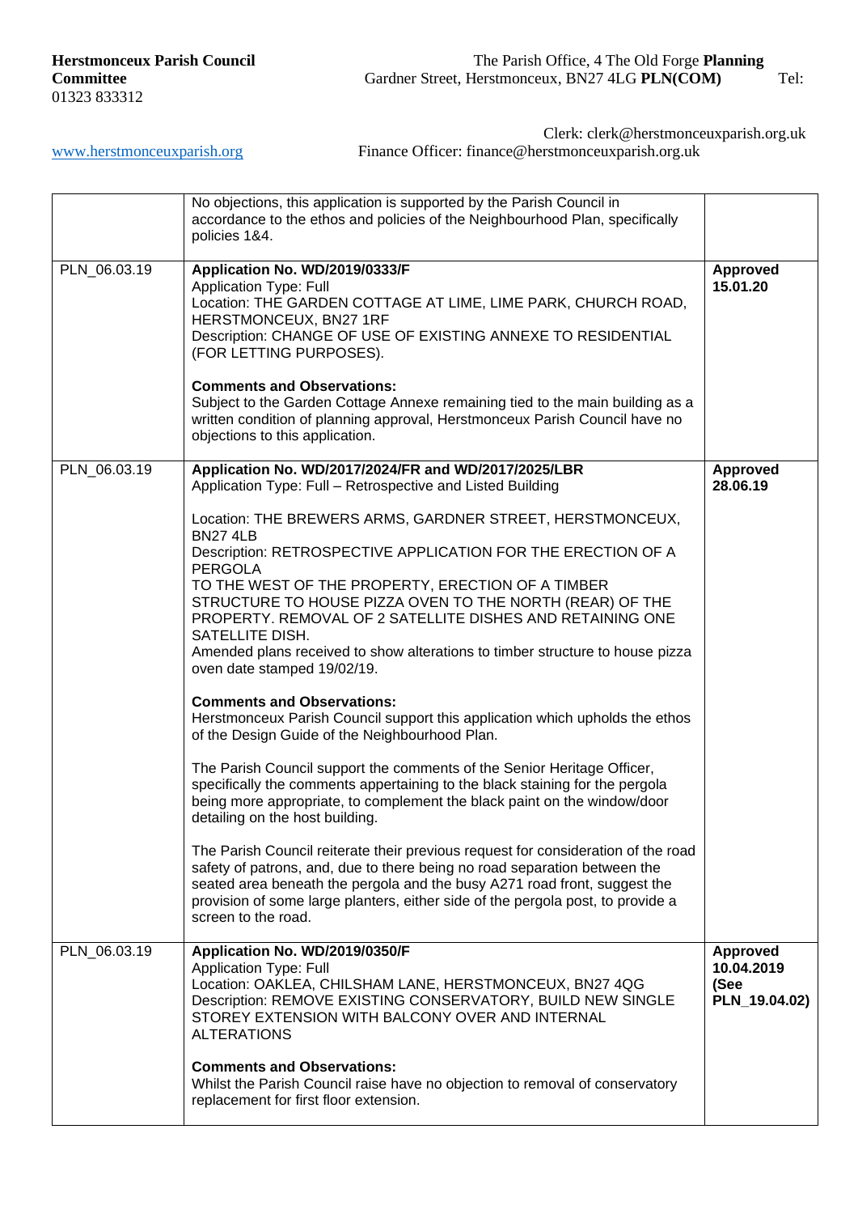**Herstmonceux Parish Council** The Parish Office, 4 The Old Forge **Planning Committee** Gardner Street, Herstmonceux, BN27 4LG **PLN(COM)** Tel: 01323 833312

Clerk: clerk@herstmonceuxparish.org.uk

www.herstmonceuxparish.org Finance Officer: finance@herstmonceuxparish.org.uk

| | | |
|---|---|---|
| | No objections, this application is supported by the Parish Council in accordance to the ethos and policies of the Neighbourhood Plan, specifically policies 1&4. | |
| PLN_06.03.19 | **Application No. WD/2019/0333/F**<br>Application Type: Full<br>Location: THE GARDEN COTTAGE AT LIME, LIME PARK, CHURCH ROAD, HERSTMONCEUX, BN27 1RF<br>Description: CHANGE OF USE OF EXISTING ANNEXE TO RESIDENTIAL (FOR LETTING PURPOSES).<br><br>**Comments and Observations:**<br>Subject to the Garden Cottage Annexe remaining tied to the main building as a written condition of planning approval, Herstmonceux Parish Council have no objections to this application. | **Approved 15.01.20** |
| PLN_06.03.19 | **Application No. WD/2017/2024/FR and WD/2017/2025/LBR**<br>Application Type: Full – Retrospective and Listed Building<br><br>Location: THE BREWERS ARMS, GARDNER STREET, HERSTMONCEUX, BN27 4LB<br>Description: RETROSPECTIVE APPLICATION FOR THE ERECTION OF A PERGOLA<br>TO THE WEST OF THE PROPERTY, ERECTION OF A TIMBER STRUCTURE TO HOUSE PIZZA OVEN TO THE NORTH (REAR) OF THE PROPERTY. REMOVAL OF 2 SATELLITE DISHES AND RETAINING ONE SATELLITE DISH.<br>Amended plans received to show alterations to timber structure to house pizza oven date stamped 19/02/19.<br><br>**Comments and Observations:**<br>Herstmonceux Parish Council support this application which upholds the ethos of the Design Guide of the Neighbourhood Plan.<br><br>The Parish Council support the comments of the Senior Heritage Officer, specifically the comments appertaining to the black staining for the pergola being more appropriate, to complement the black paint on the window/door detailing on the host building.<br><br>The Parish Council reiterate their previous request for consideration of the road safety of patrons, and, due to there being no road separation between the seated area beneath the pergola and the busy A271 road front, suggest the provision of some large planters, either side of the pergola post, to provide a screen to the road. | **Approved 28.06.19** |
| PLN_06.03.19 | **Application No. WD/2019/0350/F**<br>Application Type: Full<br>Location: OAKLEA, CHILSHAM LANE, HERSTMONCEUX, BN27 4QG<br>Description: REMOVE EXISTING CONSERVATORY, BUILD NEW SINGLE STOREY EXTENSION WITH BALCONY OVER AND INTERNAL ALTERATIONS<br><br>**Comments and Observations:**<br>Whilst the Parish Council raise have no objection to removal of conservatory replacement for first floor extension. | **Approved 10.04.2019 (See PLN_19.04.02)** |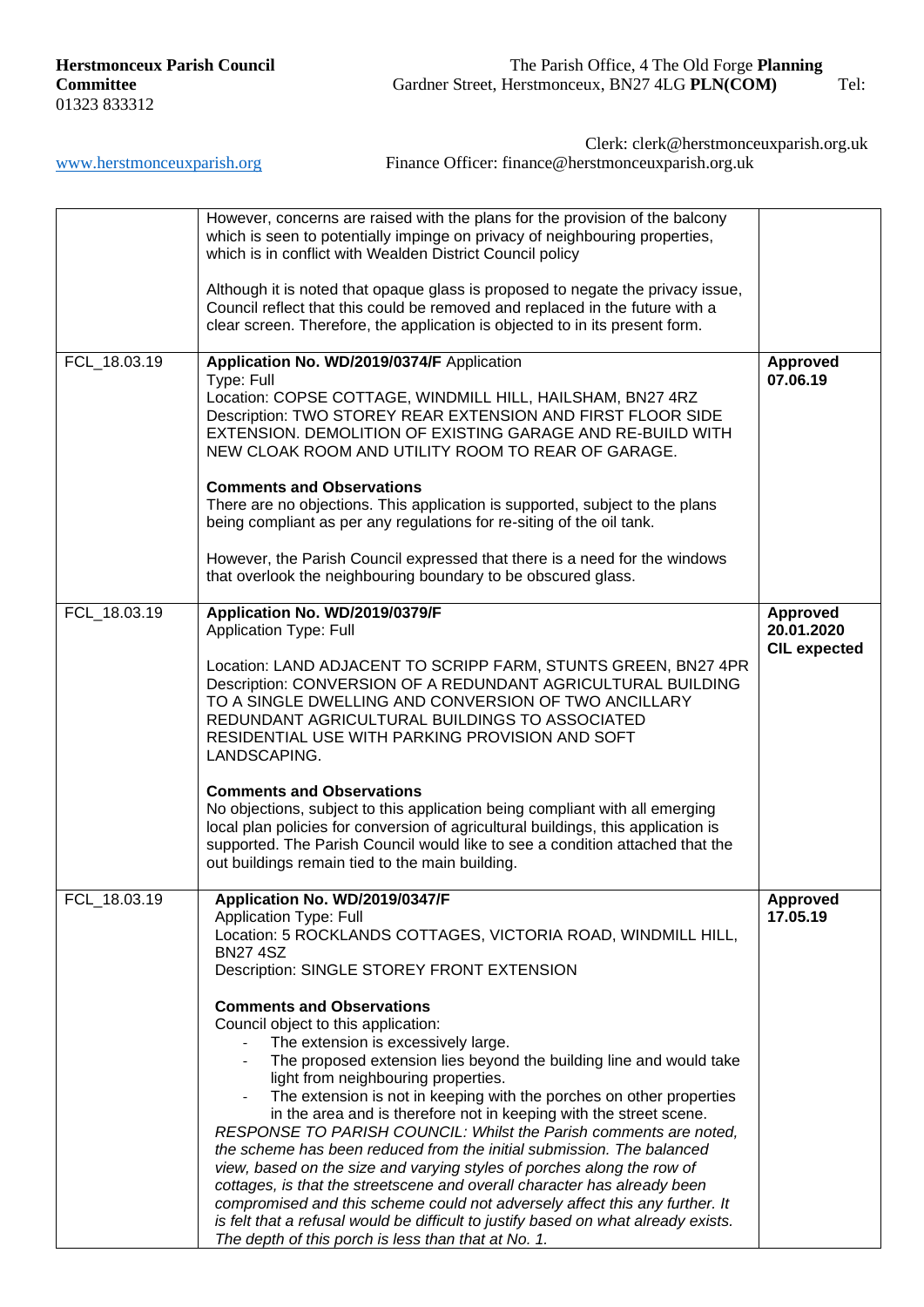**Herstmonceux Parish Council** The Parish Office, 4 The Old Forge **Planning Committee** Gardner Street, Herstmonceux, BN27 4LG **PLN(COM)** Tel: 01323 833312

Clerk: clerk@herstmonceuxparish.org.uk
www.herstmonceuxparish.org Finance Officer: finance@herstmonceuxparish.org.uk

| | | |
|---|---|---|
| | However, concerns are raised with the plans for the provision of the balcony which is seen to potentially impinge on privacy of neighbouring properties, which is in conflict with Wealden District Council policy<br><br>Although it is noted that opaque glass is proposed to negate the privacy issue, Council reflect that this could be removed and replaced in the future with a clear screen. Therefore, the application is objected to in its present form. | |
| FCL_18.03.19 | **Application No. WD/2019/0374/F** Application Type: Full<br>Location: COPSE COTTAGE, WINDMILL HILL, HAILSHAM, BN27 4RZ<br>Description: TWO STOREY REAR EXTENSION AND FIRST FLOOR SIDE EXTENSION. DEMOLITION OF EXISTING GARAGE AND RE-BUILD WITH NEW CLOAK ROOM AND UTILITY ROOM TO REAR OF GARAGE.<br><br>**Comments and Observations**<br>There are no objections. This application is supported, subject to the plans being compliant as per any regulations for re-siting of the oil tank.<br><br>However, the Parish Council expressed that there is a need for the windows that overlook the neighbouring boundary to be obscured glass. | **Approved 07.06.19** |
| FCL_18.03.19 | **Application No. WD/2019/0379/F**<br>Application Type: Full<br><br>Location: LAND ADJACENT TO SCRIPP FARM, STUNTS GREEN, BN27 4PR<br>Description: CONVERSION OF A REDUNDANT AGRICULTURAL BUILDING TO A SINGLE DWELLING AND CONVERSION OF TWO ANCILLARY REDUNDANT AGRICULTURAL BUILDINGS TO ASSOCIATED RESIDENTIAL USE WITH PARKING PROVISION AND SOFT LANDSCAPING.<br><br>**Comments and Observations**<br>No objections, subject to this application being compliant with all emerging local plan policies for conversion of agricultural buildings, this application is supported. The Parish Council would like to see a condition attached that the out buildings remain tied to the main building. | **Approved 20.01.2020 CIL expected** |
| FCL_18.03.19 | **Application No. WD/2019/0347/F**<br>Application Type: Full<br>Location: 5 ROCKLANDS COTTAGES, VICTORIA ROAD, WINDMILL HILL, BN27 4SZ<br>Description: SINGLE STOREY FRONT EXTENSION<br><br>**Comments and Observations**<br>Council object to this application:<br>- The extension is excessively large.<br>- The proposed extension lies beyond the building line and would take light from neighbouring properties.<br>- The extension is not in keeping with the porches on other properties in the area and is therefore not in keeping with the street scene.<br>*RESPONSE TO PARISH COUNCIL: Whilst the Parish comments are noted, the scheme has been reduced from the initial submission. The balanced view, based on the size and varying styles of porches along the row of cottages, is that the streetscene and overall character has already been compromised and this scheme could not adversely affect this any further. It is felt that a refusal would be difficult to justify based on what already exists. The depth of this porch is less than that at No. 1.* | **Approved 17.05.19** |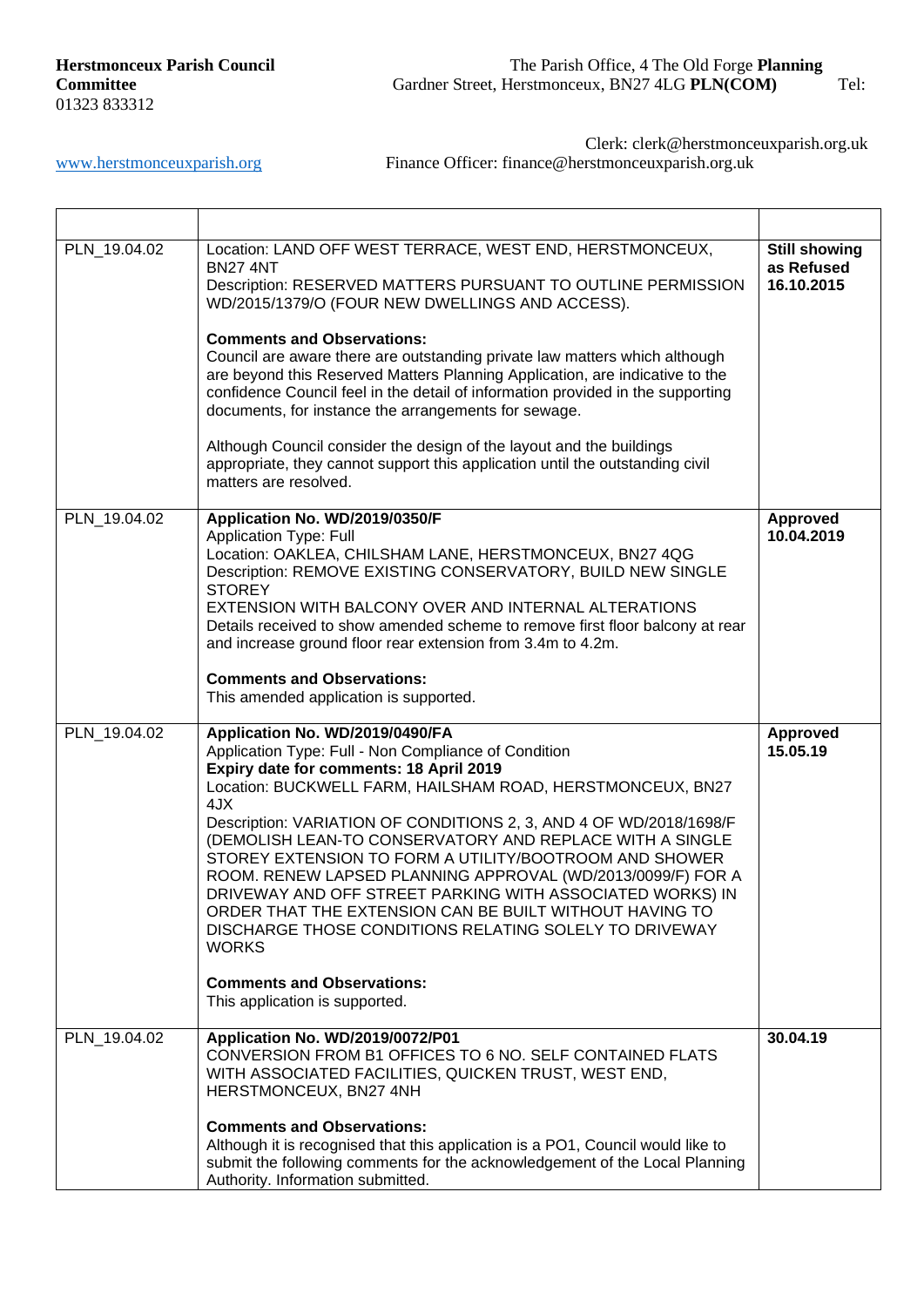**Herstmonceux Parish Council** The Parish Office, 4 The Old Forge **Planning Committee** Gardner Street, Herstmonceux, BN27 4LG **PLN(COM)** Tel: 01323 833312

Clerk: clerk@herstmonceuxparish.org.uk
www.herstmonceuxparish.org Finance Officer: finance@herstmonceuxparish.org.uk

| | | |
|---|---|---|
| PLN_19.04.02 | Location: LAND OFF WEST TERRACE, WEST END, HERSTMONCEUX, BN27 4NT<br>Description: RESERVED MATTERS PURSUANT TO OUTLINE PERMISSION WD/2015/1379/O (FOUR NEW DWELLINGS AND ACCESS).<br><br>**Comments and Observations:**<br>Council are aware there are outstanding private law matters which although are beyond this Reserved Matters Planning Application, are indicative to the confidence Council feel in the detail of information provided in the supporting documents, for instance the arrangements for sewage.<br><br>Although Council consider the design of the layout and the buildings appropriate, they cannot support this application until the outstanding civil matters are resolved. | **Still showing as Refused 16.10.2015** |
| PLN_19.04.02 | **Application No. WD/2019/0350/F**<br>Application Type: Full<br>Location: OAKLEA, CHILSHAM LANE, HERSTMONCEUX, BN27 4QG<br>Description: REMOVE EXISTING CONSERVATORY, BUILD NEW SINGLE STOREY<br>EXTENSION WITH BALCONY OVER AND INTERNAL ALTERATIONS<br>Details received to show amended scheme to remove first floor balcony at rear and increase ground floor rear extension from 3.4m to 4.2m.<br><br>**Comments and Observations:**<br>This amended application is supported. | **Approved 10.04.2019** |
| PLN_19.04.02 | **Application No. WD/2019/0490/FA**<br>Application Type: Full - Non Compliance of Condition<br>**Expiry date for comments: 18 April 2019**<br>Location: BUCKWELL FARM, HAILSHAM ROAD, HERSTMONCEUX, BN27 4JX<br>Description: VARIATION OF CONDITIONS 2, 3, AND 4 OF WD/2018/1698/F (DEMOLISH LEAN-TO CONSERVATORY AND REPLACE WITH A SINGLE STOREY EXTENSION TO FORM A UTILITY/BOOTROOM AND SHOWER ROOM. RENEW LAPSED PLANNING APPROVAL (WD/2013/0099/F) FOR A DRIVEWAY AND OFF STREET PARKING WITH ASSOCIATED WORKS) IN ORDER THAT THE EXTENSION CAN BE BUILT WITHOUT HAVING TO DISCHARGE THOSE CONDITIONS RELATING SOLELY TO DRIVEWAY WORKS<br><br>**Comments and Observations:**<br>This application is supported. | **Approved 15.05.19** |
| PLN_19.04.02 | **Application No. WD/2019/0072/P01**<br>CONVERSION FROM B1 OFFICES TO 6 NO. SELF CONTAINED FLATS WITH ASSOCIATED FACILITIES, QUICKEN TRUST, WEST END, HERSTMONCEUX, BN27 4NH<br><br>**Comments and Observations:**<br>Although it is recognised that this application is a PO1, Council would like to submit the following comments for the acknowledgement of the Local Planning Authority. Information submitted. | **30.04.19** |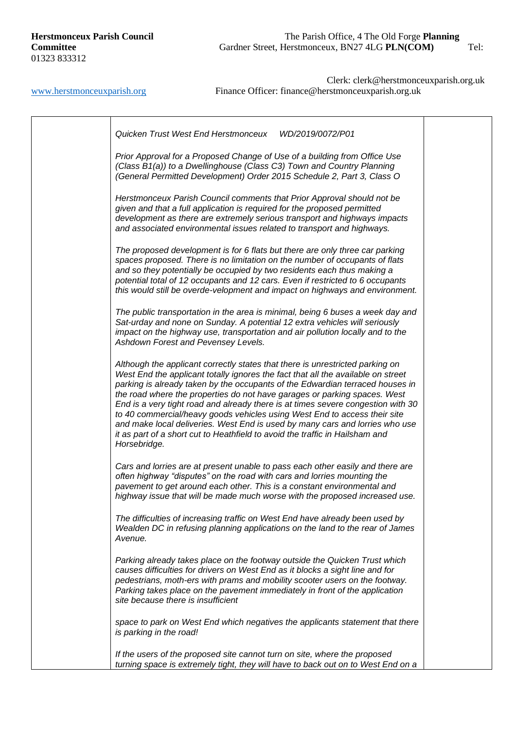**Herstmonceux Parish Council** The Parish Office, 4 The Old Forge **Planning Committee** Gardner Street, Herstmonceux, BN27 4LG **PLN(COM)** Tel: 01323 833312

Clerk: clerk@herstmonceuxparish.org.uk

www.herstmonceuxparish.org Finance Officer: finance@herstmonceuxparish.org.uk

| | | |
|---|---|---|
| | *Quicken Trust West End Herstmonceux WD/2019/0072/P01*<br><br>*Prior Approval for a Proposed Change of Use of a building from Office Use (Class B1(a)) to a Dwellinghouse (Class C3) Town and Country Planning (General Permitted Development) Order 2015 Schedule 2, Part 3, Class O*<br><br>*Herstmonceux Parish Council comments that Prior Approval should not be given and that a full application is required for the proposed permitted development as there are extremely serious transport and highways impacts and associated environmental issues related to transport and highways.*<br><br>*The proposed development is for 6 flats but there are only three car parking spaces proposed. There is no limitation on the number of occupants of flats and so they potentially be occupied by two residents each thus making a potential total of 12 occupants and 12 cars. Even if restricted to 6 occupants this would still be overde-velopment and impact on highways and environment.*<br><br>*The public transportation in the area is minimal, being 6 buses a week day and Sat-urday and none on Sunday. A potential 12 extra vehicles will seriously impact on the highway use, transportation and air pollution locally and to the Ashdown Forest and Pevensey Levels.*<br><br>*Although the applicant correctly states that there is unrestricted parking on West End the applicant totally ignores the fact that all the available on street parking is already taken by the occupants of the Edwardian terraced houses in the road where the properties do not have garages or parking spaces. West End is a very tight road and already there is at times severe congestion with 30 to 40 commercial/heavy goods vehicles using West End to access their site and make local deliveries. West End is used by many cars and lorries who use it as part of a short cut to Heathfield to avoid the traffic in Hailsham and Horsebridge.*<br><br>*Cars and lorries are at present unable to pass each other easily and there are often highway "disputes" on the road with cars and lorries mounting the pavement to get around each other. This is a constant environmental and highway issue that will be made much worse with the proposed increased use.*<br><br>*The difficulties of increasing traffic on West End have already been used by Wealden DC in refusing planning applications on the land to the rear of James Avenue.*<br><br>*Parking already takes place on the footway outside the Quicken Trust which causes difficulties for drivers on West End as it blocks a sight line and for pedestrians, moth-ers with prams and mobility scooter users on the footway. Parking takes place on the pavement immediately in front of the application site because there is insufficient*<br><br>*space to park on West End which negatives the applicants statement that there is parking in the road!*<br><br>*If the users of the proposed site cannot turn on site, where the proposed turning space is extremely tight, they will have to back out on to West End on a* | |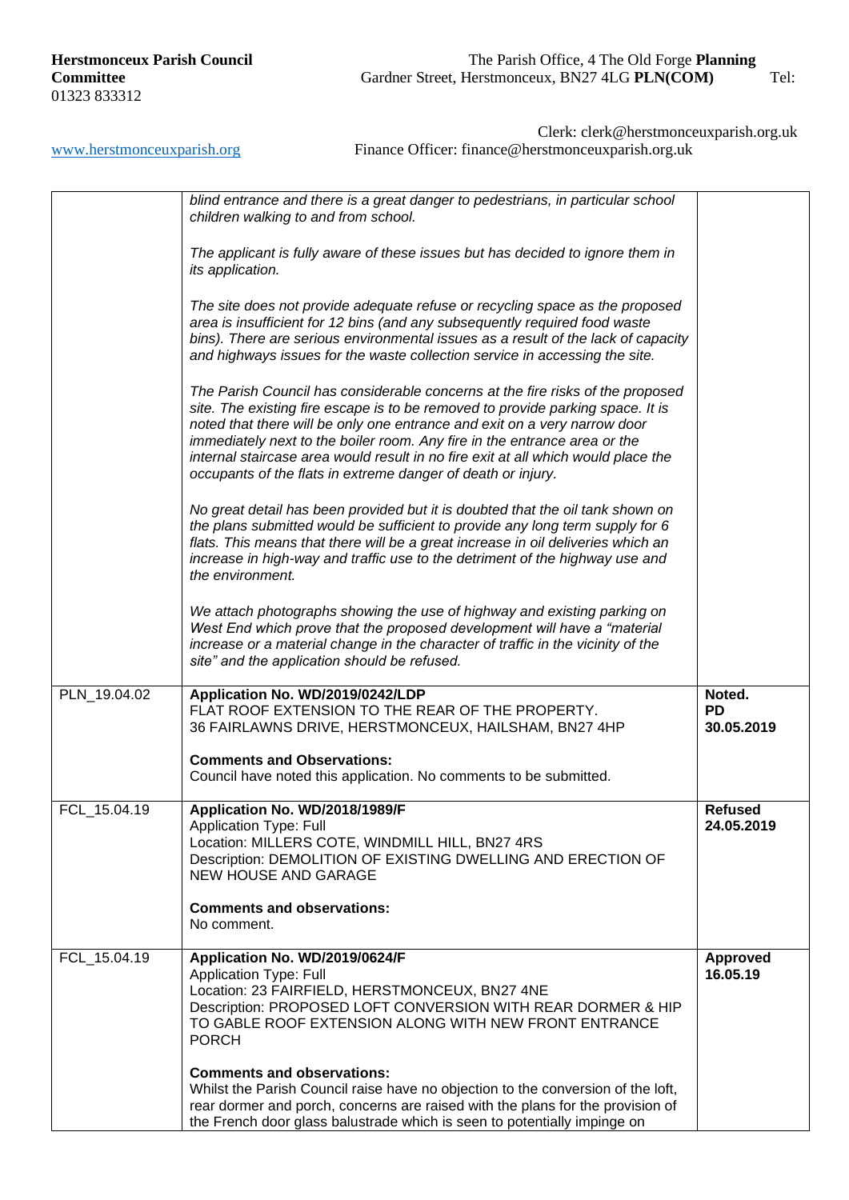| | | |
|---|---|---|
| | *blind entrance and there is a great danger to pedestrians, in particular school children walking to and from school.*<br><br>*The applicant is fully aware of these issues but has decided to ignore them in its application.*<br><br>*The site does not provide adequate refuse or recycling space as the proposed area is insufficient for 12 bins (and any subsequently required food waste bins). There are serious environmental issues as a result of the lack of capacity and highways issues for the waste collection service in accessing the site.*<br><br>*The Parish Council has considerable concerns at the fire risks of the proposed site. The existing fire escape is to be removed to provide parking space. It is noted that there will be only one entrance and exit on a very narrow door immediately next to the boiler room. Any fire in the entrance area or the internal staircase area would result in no fire exit at all which would place the occupants of the flats in extreme danger of death or injury.*<br><br>*No great detail has been provided but it is doubted that the oil tank shown on the plans submitted would be sufficient to provide any long term supply for 6 flats. This means that there will be a great increase in oil deliveries which an increase in high-way and traffic use to the detriment of the highway use and the environment.*<br><br>*We attach photographs showing the use of highway and existing parking on West End which prove that the proposed development will have a "material increase or a material change in the character of traffic in the vicinity of the site" and the application should be refused.* | |
| PLN_19.04.02 | **Application No. WD/2019/0242/LDP**<br>FLAT ROOF EXTENSION TO THE REAR OF THE PROPERTY.<br>36 FAIRLAWNS DRIVE, HERSTMONCEUX, HAILSHAM, BN27 4HP<br><br>**Comments and Observations:**<br>Council have noted this application. No comments to be submitted. | **Noted.**<br>**PD**<br>**30.05.2019** |
| FCL_15.04.19 | **Application No. WD/2018/1989/F**<br>Application Type: Full<br>Location: MILLERS COTE, WINDMILL HILL, BN27 4RS<br>Description: DEMOLITION OF EXISTING DWELLING AND ERECTION OF NEW HOUSE AND GARAGE<br><br>**Comments and observations:**<br>No comment. | **Refused 24.05.2019** |
| FCL_15.04.19 | **Application No. WD/2019/0624/F**<br>Application Type: Full<br>Location: 23 FAIRFIELD, HERSTMONCEUX, BN27 4NE<br>Description: PROPOSED LOFT CONVERSION WITH REAR DORMER & HIP TO GABLE ROOF EXTENSION ALONG WITH NEW FRONT ENTRANCE PORCH<br><br>**Comments and observations:**<br>Whilst the Parish Council raise have no objection to the conversion of the loft, rear dormer and porch, concerns are raised with the plans for the provision of the French door glass balustrade which is seen to potentially impinge on | **Approved 16.05.19** |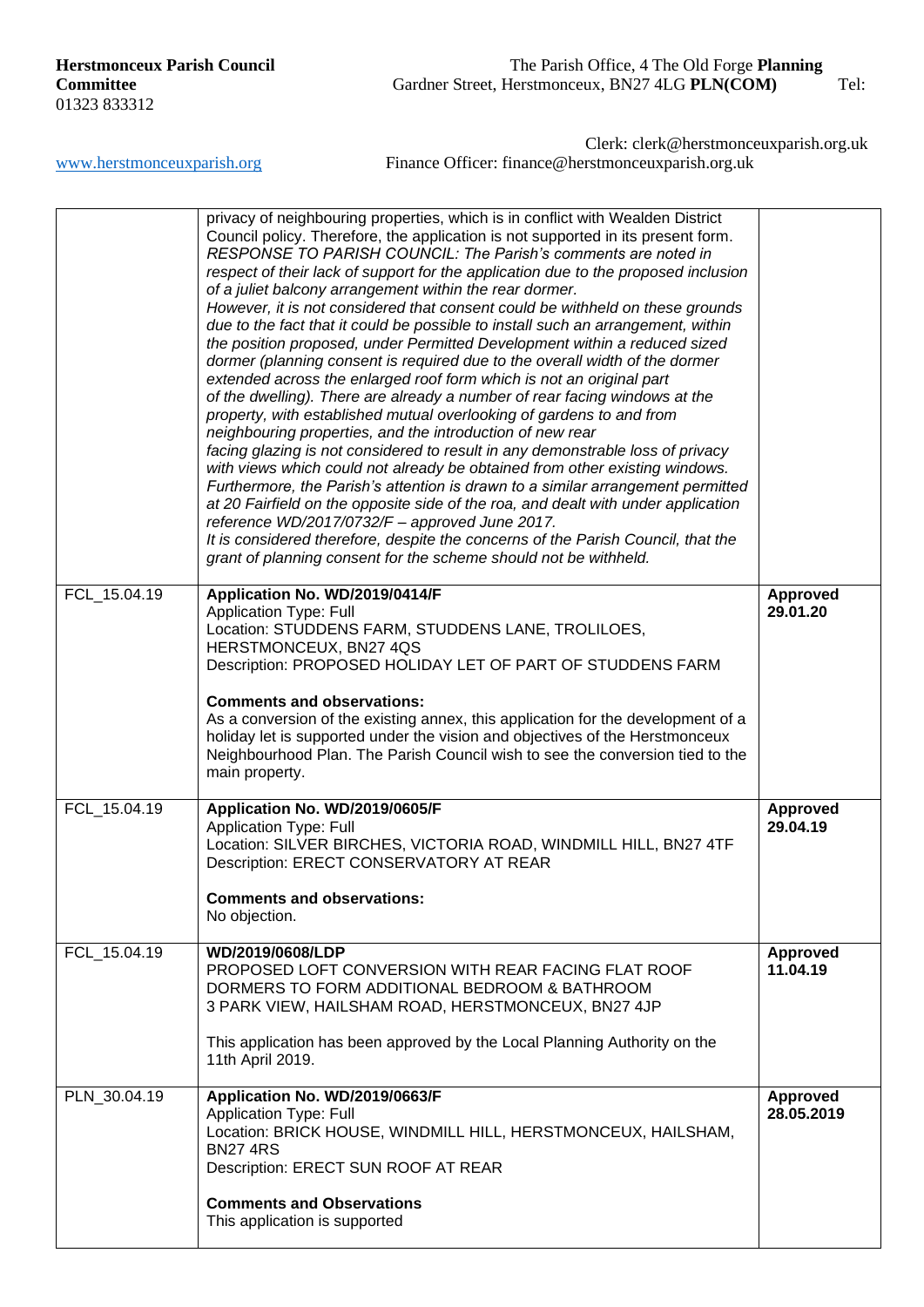**Herstmonceux Parish Council** The Parish Office, 4 The Old Forge **Planning Committee** Gardner Street, Herstmonceux, BN27 4LG **PLN(COM)** Tel: 01323 833312

Clerk: clerk@herstmonceuxparish.org.uk

www.herstmonceuxparish.org Finance Officer: finance@herstmonceuxparish.org.uk

| | | |
|---|---|---|
| | privacy of neighbouring properties, which is in conflict with Wealden District Council policy. Therefore, the application is not supported in its present form.<br>*RESPONSE TO PARISH COUNCIL: The Parish's comments are noted in respect of their lack of support for the application due to the proposed inclusion of a juliet balcony arrangement within the rear dormer.*<br>*However, it is not considered that consent could be withheld on these grounds due to the fact that it could be possible to install such an arrangement, within the position proposed, under Permitted Development within a reduced sized dormer (planning consent is required due to the overall width of the dormer extended across the enlarged roof form which is not an original part of the dwelling). There are already a number of rear facing windows at the property, with established mutual overlooking of gardens to and from neighbouring properties, and the introduction of new rear facing glazing is not considered to result in any demonstrable loss of privacy with views which could not already be obtained from other existing windows.*<br>*Furthermore, the Parish's attention is drawn to a similar arrangement permitted at 20 Fairfield on the opposite side of the roa, and dealt with under application reference WD/2017/0732/F – approved June 2017.*<br>*It is considered therefore, despite the concerns of the Parish Council, that the grant of planning consent for the scheme should not be withheld.* | |
| FCL_15.04.19 | **Application No. WD/2019/0414/F**<br>Application Type: Full<br>Location: STUDDENS FARM, STUDDENS LANE, TROLILOES, HERSTMONCEUX, BN27 4QS<br>Description: PROPOSED HOLIDAY LET OF PART OF STUDDENS FARM<br><br>**Comments and observations:**<br>As a conversion of the existing annex, this application for the development of a holiday let is supported under the vision and objectives of the Herstmonceux Neighbourhood Plan. The Parish Council wish to see the conversion tied to the main property. | **Approved 29.01.20** |
| FCL_15.04.19 | **Application No. WD/2019/0605/F**<br>Application Type: Full<br>Location: SILVER BIRCHES, VICTORIA ROAD, WINDMILL HILL, BN27 4TF<br>Description: ERECT CONSERVATORY AT REAR<br><br>**Comments and observations:**<br>No objection. | **Approved 29.04.19** |
| FCL_15.04.19 | **WD/2019/0608/LDP**<br>PROPOSED LOFT CONVERSION WITH REAR FACING FLAT ROOF DORMERS TO FORM ADDITIONAL BEDROOM & BATHROOM<br>3 PARK VIEW, HAILSHAM ROAD, HERSTMONCEUX, BN27 4JP<br><br>This application has been approved by the Local Planning Authority on the 11th April 2019. | **Approved 11.04.19** |
| PLN_30.04.19 | **Application No. WD/2019/0663/F**<br>Application Type: Full<br>Location: BRICK HOUSE, WINDMILL HILL, HERSTMONCEUX, HAILSHAM, BN27 4RS<br>Description: ERECT SUN ROOF AT REAR<br><br>**Comments and Observations**<br>This application is supported | **Approved 28.05.2019** |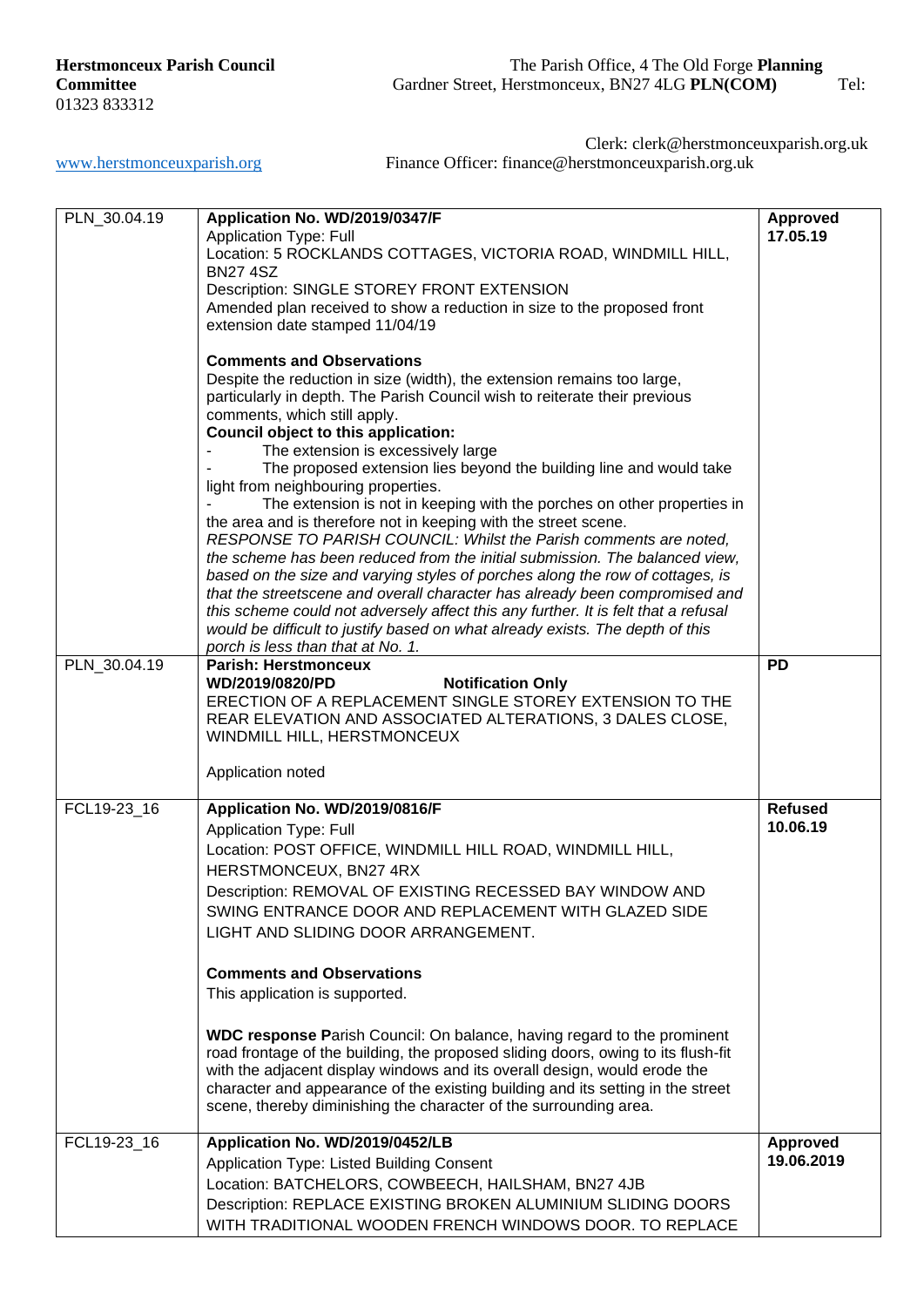**Herstmonceux Parish Council** The Parish Office, 4 The Old Forge **Planning Committee** Gardner Street, Herstmonceux, BN27 4LG **PLN(COM)** Tel: 01323 833312

Clerk: clerk@herstmonceuxparish.org.uk

www.herstmonceuxparish.org Finance Officer: finance@herstmonceuxparish.org.uk

| | | |
|---|---|---|
| PLN_30.04.19 | **Application No. WD/2019/0347/F**<br>Application Type: Full<br>Location: 5 ROCKLANDS COTTAGES, VICTORIA ROAD, WINDMILL HILL, BN27 4SZ<br>Description: SINGLE STOREY FRONT EXTENSION<br>Amended plan received to show a reduction in size to the proposed front extension date stamped 11/04/19<br><br>**Comments and Observations**<br>Despite the reduction in size (width), the extension remains too large, particularly in depth. The Parish Council wish to reiterate their previous comments, which still apply.<br>**Council object to this application:**<br>- The extension is excessively large<br>- The proposed extension lies beyond the building line and would take light from neighbouring properties.<br>- The extension is not in keeping with the porches on other properties in the area and is therefore not in keeping with the street scene.<br>*RESPONSE TO PARISH COUNCIL: Whilst the Parish comments are noted, the scheme has been reduced from the initial submission. The balanced view, based on the size and varying styles of porches along the row of cottages, is that the streetscene and overall character has already been compromised and this scheme could not adversely affect this any further. It is felt that a refusal would be difficult to justify based on what already exists. The depth of this porch is less than that at No. 1.* | **Approved 17.05.19** |
| PLN_30.04.19 | **Parish: Herstmonceux**<br>**WD/2019/0820/PD** **Notification Only**<br>ERECTION OF A REPLACEMENT SINGLE STOREY EXTENSION TO THE REAR ELEVATION AND ASSOCIATED ALTERATIONS, 3 DALES CLOSE, WINDMILL HILL, HERSTMONCEUX<br><br>Application noted | **PD** |
| FCL19-23_16 | **Application No. WD/2019/0816/F**<br>Application Type: Full<br>Location: POST OFFICE, WINDMILL HILL ROAD, WINDMILL HILL, HERSTMONCEUX, BN27 4RX<br>Description: REMOVAL OF EXISTING RECESSED BAY WINDOW AND SWING ENTRANCE DOOR AND REPLACEMENT WITH GLAZED SIDE LIGHT AND SLIDING DOOR ARRANGEMENT.<br><br>**Comments and Observations**<br>This application is supported.<br><br>**WDC response P**arish Council: On balance, having regard to the prominent road frontage of the building, the proposed sliding doors, owing to its flush-fit with the adjacent display windows and its overall design, would erode the character and appearance of the existing building and its setting in the street scene, thereby diminishing the character of the surrounding area. | **Refused 10.06.19** |
| FCL19-23_16 | **Application No. WD/2019/0452/LB**<br>Application Type: Listed Building Consent<br>Location: BATCHELORS, COWBEECH, HAILSHAM, BN27 4JB<br>Description: REPLACE EXISTING BROKEN ALUMINIUM SLIDING DOORS WITH TRADITIONAL WOODEN FRENCH WINDOWS DOOR. TO REPLACE | **Approved 19.06.2019** |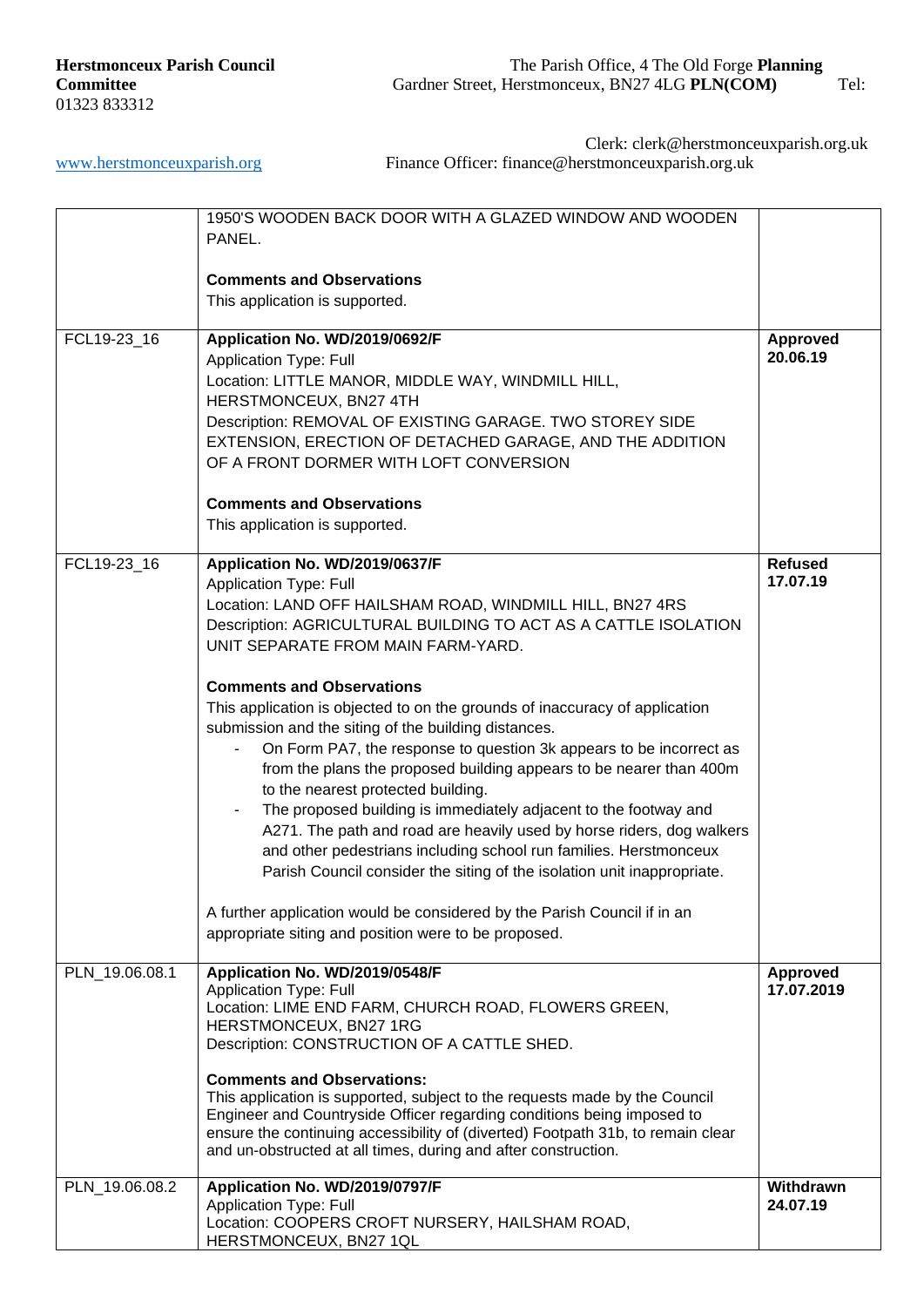**Herstmonceux Parish Council** The Parish Office, 4 The Old Forge **Planning Committee** Gardner Street, Herstmonceux, BN27 4LG **PLN(COM)** Tel: 01323 833312

Clerk: clerk@herstmonceuxparish.org.uk
www.herstmonceuxparish.org Finance Officer: finance@herstmonceuxparish.org.uk

| | | |
|---|---|---|
| | 1950'S WOODEN BACK DOOR WITH A GLAZED WINDOW AND WOODEN PANEL.<br><br>**Comments and Observations**<br>This application is supported. | |
| FCL19-23_16 | **Application No. WD/2019/0692/F**<br>Application Type: Full<br>Location: LITTLE MANOR, MIDDLE WAY, WINDMILL HILL, HERSTMONCEUX, BN27 4TH<br>Description: REMOVAL OF EXISTING GARAGE. TWO STOREY SIDE EXTENSION, ERECTION OF DETACHED GARAGE, AND THE ADDITION OF A FRONT DORMER WITH LOFT CONVERSION<br><br>**Comments and Observations**<br>This application is supported. | **Approved 20.06.19** |
| FCL19-23_16 | **Application No. WD/2019/0637/F**<br>Application Type: Full<br>Location: LAND OFF HAILSHAM ROAD, WINDMILL HILL, BN27 4RS<br>Description: AGRICULTURAL BUILDING TO ACT AS A CATTLE ISOLATION UNIT SEPARATE FROM MAIN FARM-YARD.<br><br>**Comments and Observations**<br>This application is objected to on the grounds of inaccuracy of application submission and the siting of the building distances.<br>- On Form PA7, the response to question 3k appears to be incorrect as from the plans the proposed building appears to be nearer than 400m to the nearest protected building.<br>- The proposed building is immediately adjacent to the footway and A271. The path and road are heavily used by horse riders, dog walkers and other pedestrians including school run families. Herstmonceux Parish Council consider the siting of the isolation unit inappropriate.<br><br>A further application would be considered by the Parish Council if in an appropriate siting and position were to be proposed. | **Refused 17.07.19** |
| PLN_19.06.08.1 | **Application No. WD/2019/0548/F**<br>Application Type: Full<br>Location: LIME END FARM, CHURCH ROAD, FLOWERS GREEN, HERSTMONCEUX, BN27 1RG<br>Description: CONSTRUCTION OF A CATTLE SHED.<br><br>**Comments and Observations:**<br>This application is supported, subject to the requests made by the Council Engineer and Countryside Officer regarding conditions being imposed to ensure the continuing accessibility of (diverted) Footpath 31b, to remain clear and un-obstructed at all times, during and after construction. | **Approved 17.07.2019** |
| PLN_19.06.08.2 | **Application No. WD/2019/0797/F**<br>Application Type: Full<br>Location: COOPERS CROFT NURSERY, HAILSHAM ROAD, HERSTMONCEUX, BN27 1QL | **Withdrawn 24.07.19** |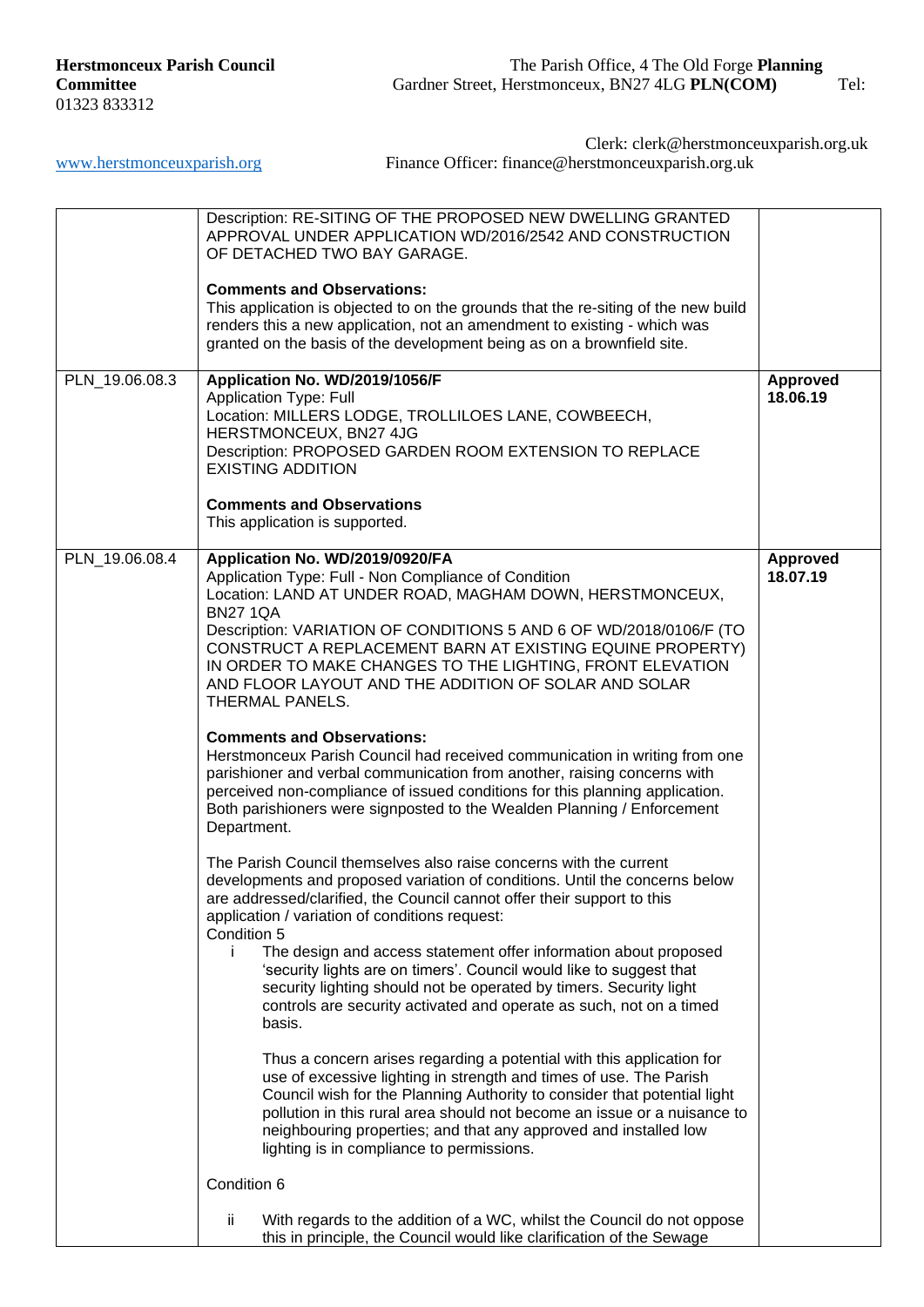**Herstmonceux Parish Council** The Parish Office, 4 The Old Forge **Planning Committee** Gardner Street, Herstmonceux, BN27 4LG **PLN(COM)** Tel: 01323 833312

Clerk: clerk@herstmonceuxparish.org.uk

www.herstmonceuxparish.org Finance Officer: finance@herstmonceuxparish.org.uk

| | | |
|---|---|---|
| | Description: RE-SITING OF THE PROPOSED NEW DWELLING GRANTED APPROVAL UNDER APPLICATION WD/2016/2542 AND CONSTRUCTION OF DETACHED TWO BAY GARAGE.<br><br>**Comments and Observations:**<br>This application is objected to on the grounds that the re-siting of the new build renders this a new application, not an amendment to existing - which was granted on the basis of the development being as on a brownfield site. | |
| PLN_19.06.08.3 | **Application No. WD/2019/1056/F**<br>Application Type: Full<br>Location: MILLERS LODGE, TROLLILOES LANE, COWBEECH, HERSTMONCEUX, BN27 4JG<br>Description: PROPOSED GARDEN ROOM EXTENSION TO REPLACE EXISTING ADDITION<br><br>**Comments and Observations**<br>This application is supported. | **Approved 18.06.19** |
| PLN_19.06.08.4 | **Application No. WD/2019/0920/FA**<br>Application Type: Full - Non Compliance of Condition<br>Location: LAND AT UNDER ROAD, MAGHAM DOWN, HERSTMONCEUX, BN27 1QA<br>Description: VARIATION OF CONDITIONS 5 AND 6 OF WD/2018/0106/F (TO CONSTRUCT A REPLACEMENT BARN AT EXISTING EQUINE PROPERTY) IN ORDER TO MAKE CHANGES TO THE LIGHTING, FRONT ELEVATION AND FLOOR LAYOUT AND THE ADDITION OF SOLAR AND SOLAR THERMAL PANELS.<br><br>**Comments and Observations:**<br>Herstmonceux Parish Council had received communication in writing from one parishioner and verbal communication from another, raising concerns with perceived non-compliance of issued conditions for this planning application. Both parishioners were signposted to the Wealden Planning / Enforcement Department.<br><br>The Parish Council themselves also raise concerns with the current developments and proposed variation of conditions. Until the concerns below are addressed/clarified, the Council cannot offer their support to this application / variation of conditions request:<br>Condition 5<br>i The design and access statement offer information about proposed 'security lights are on timers'. Council would like to suggest that security lighting should not be operated by timers. Security light controls are security activated and operate as such, not on a timed basis.<br><br>Thus a concern arises regarding a potential with this application for use of excessive lighting in strength and times of use. The Parish Council wish for the Planning Authority to consider that potential light pollution in this rural area should not become an issue or a nuisance to neighbouring properties; and that any approved and installed low lighting is in compliance to permissions.<br><br>Condition 6<br><br>ii With regards to the addition of a WC, whilst the Council do not oppose this in principle, the Council would like clarification of the Sewage | **Approved 18.07.19** |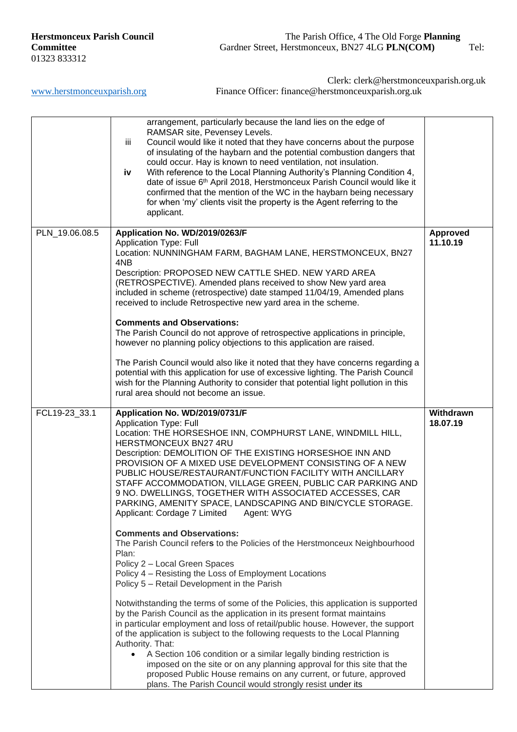| | arrangement, particularly because the land lies on the edge of RAMSAR site, Pevensey Levels.<br>iii Council would like it noted that they have concerns about the purpose of insulating of the haybarn and the potential combustion dangers that could occur. Hay is known to need ventilation, not insulation.<br>**iv** With reference to the Local Planning Authority's Planning Condition 4, date of issue 6th April 2018, Herstmonceux Parish Council would like it confirmed that the mention of the WC in the haybarn being necessary for when 'my' clients visit the property is the Agent referring to the applicant. | |
|---|---|---|
| PLN_19.06.08.5 | **Application No. WD/2019/0263/F**<br>Application Type: Full<br>Location: NUNNINGHAM FARM, BAGHAM LANE, HERSTMONCEUX, BN27 4NB<br>Description: PROPOSED NEW CATTLE SHED. NEW YARD AREA (RETROSPECTIVE). Amended plans received to show New yard area included in scheme (retrospective) date stamped 11/04/19, Amended plans received to include Retrospective new yard area in the scheme.<br><br>**Comments and Observations:**<br>The Parish Council do not approve of retrospective applications in principle, however no planning policy objections to this application are raised.<br><br>The Parish Council would also like it noted that they have concerns regarding a potential with this application for use of excessive lighting. The Parish Council wish for the Planning Authority to consider that potential light pollution in this rural area should not become an issue. | **Approved 11.10.19** |
| FCL19-23_33.1 | **Application No. WD/2019/0731/F**<br>Application Type: Full<br>Location: THE HORSESHOE INN, COMPHURST LANE, WINDMILL HILL, HERSTMONCEUX BN27 4RU<br>Description: DEMOLITION OF THE EXISTING HORSESHOE INN AND PROVISION OF A MIXED USE DEVELOPMENT CONSISTING OF A NEW PUBLIC HOUSE/RESTAURANT/FUNCTION FACILITY WITH ANCILLARY STAFF ACCOMMODATION, VILLAGE GREEN, PUBLIC CAR PARKING AND 9 NO. DWELLINGS, TOGETHER WITH ASSOCIATED ACCESSES, CAR PARKING, AMENITY SPACE, LANDSCAPING AND BIN/CYCLE STORAGE.<br>Applicant: Cordage 7 Limited Agent: WYG<br><br>**Comments and Observations:**<br>The Parish Council refer**s** to the Policies of the Herstmonceux Neighbourhood Plan:<br>Policy 2 – Local Green Spaces<br>Policy 4 – Resisting the Loss of Employment Locations<br>Policy 5 – Retail Development in the Parish<br><br>Notwithstanding the terms of some of the Policies, this application is supported by the Parish Council as the application in its present format maintains in particular employment and loss of retail/public house. However, the support of the application is subject to the following requests to the Local Planning Authority. That:<br>• A Section 106 condition or a similar legally binding restriction is imposed on the site or on any planning approval for this site that the proposed Public House remains on any current, or future, approved plans. The Parish Council would strongly resist under its | **Withdrawn 18.07.19** |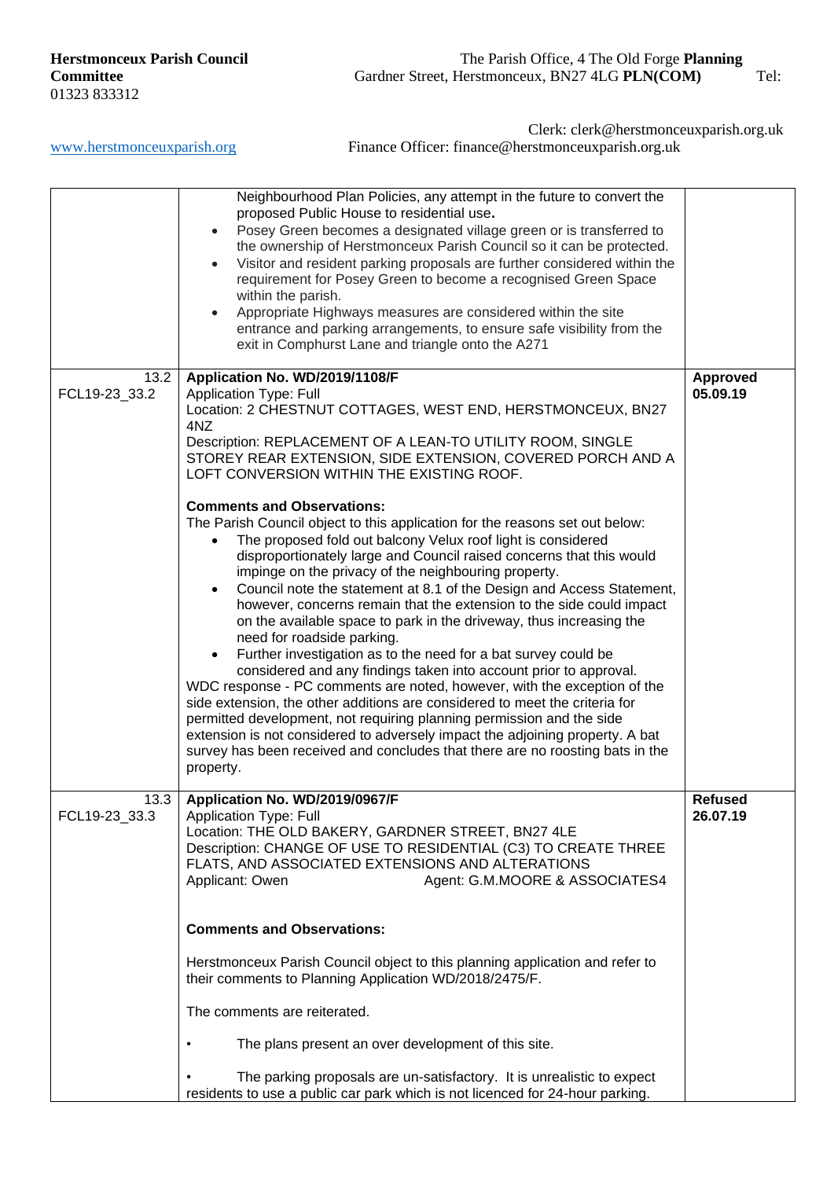| | | |
|---|---|---|
| | Neighbourhood Plan Policies, any attempt in the future to convert the proposed Public House to residential use.<br>• Posey Green becomes a designated village green or is transferred to the ownership of Herstmonceux Parish Council so it can be protected.<br>• Visitor and resident parking proposals are further considered within the requirement for Posey Green to become a recognised Green Space within the parish.<br>• Appropriate Highways measures are considered within the site entrance and parking arrangements, to ensure safe visibility from the exit in Comphurst Lane and triangle onto the A271 | |
| 13.2<br>FCL19-23_33.2 | **Application No. WD/2019/1108/F**<br>Application Type: Full<br>Location: 2 CHESTNUT COTTAGES, WEST END, HERSTMONCEUX, BN27 4NZ<br>Description: REPLACEMENT OF A LEAN-TO UTILITY ROOM, SINGLE STOREY REAR EXTENSION, SIDE EXTENSION, COVERED PORCH AND A LOFT CONVERSION WITHIN THE EXISTING ROOF.<br><br>**Comments and Observations:**<br>The Parish Council object to this application for the reasons set out below:<br>• The proposed fold out balcony Velux roof light is considered disproportionately large and Council raised concerns that this would impinge on the privacy of the neighbouring property.<br>• Council note the statement at 8.1 of the Design and Access Statement, however, concerns remain that the extension to the side could impact on the available space to park in the driveway, thus increasing the need for roadside parking.<br>• Further investigation as to the need for a bat survey could be considered and any findings taken into account prior to approval.<br>WDC response - PC comments are noted, however, with the exception of the side extension, the other additions are considered to meet the criteria for permitted development, not requiring planning permission and the side extension is not considered to adversely impact the adjoining property. A bat survey has been received and concludes that there are no roosting bats in the property. | **Approved 05.09.19** |
| 13.3<br>FCL19-23_33.3 | **Application No. WD/2019/0967/F**<br>Application Type: Full<br>Location: THE OLD BAKERY, GARDNER STREET, BN27 4LE<br>Description: CHANGE OF USE TO RESIDENTIAL (C3) TO CREATE THREE FLATS, AND ASSOCIATED EXTENSIONS AND ALTERATIONS<br>Applicant: Owen Agent: G.M.MOORE & ASSOCIATES4<br><br>**Comments and Observations:**<br><br>Herstmonceux Parish Council object to this planning application and refer to their comments to Planning Application WD/2018/2475/F.<br><br>The comments are reiterated.<br><br>• The plans present an over development of this site.<br><br>• The parking proposals are un-satisfactory. It is unrealistic to expect residents to use a public car park which is not licenced for 24-hour parking. | **Refused 26.07.19** |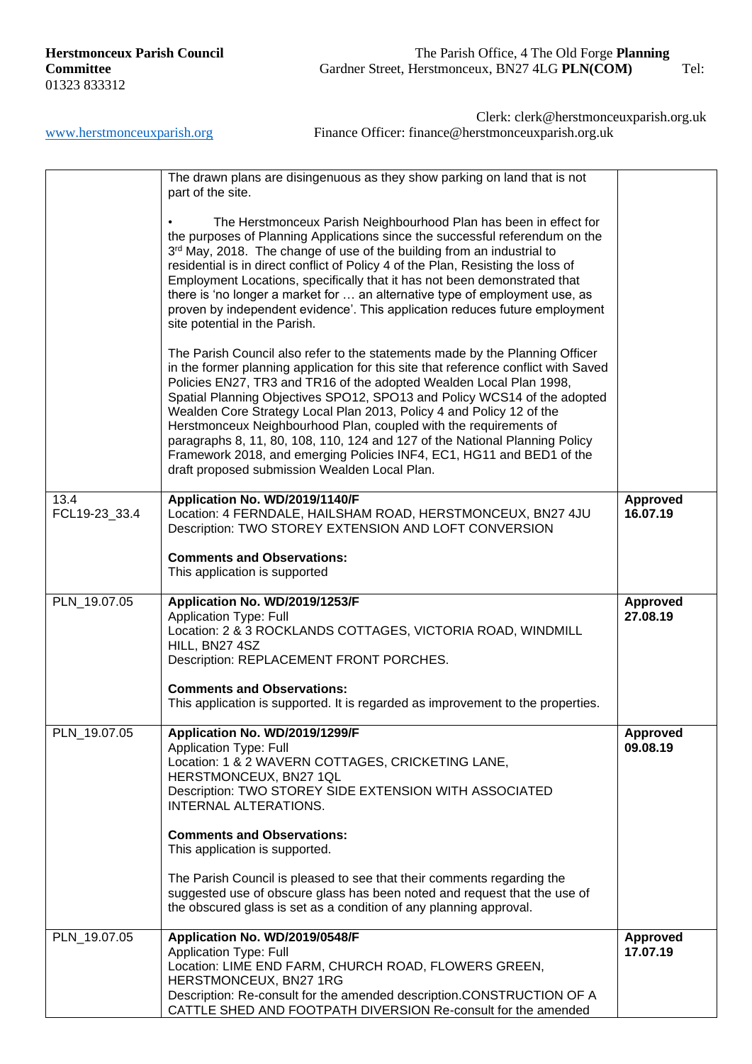| | | |
|---|---|---|
| | The drawn plans are disingenuous as they show parking on land that is not part of the site.<br><br>• The Herstmonceux Parish Neighbourhood Plan has been in effect for the purposes of Planning Applications since the successful referendum on the 3rd May, 2018. The change of use of the building from an industrial to residential is in direct conflict of Policy 4 of the Plan, Resisting the loss of Employment Locations, specifically that it has not been demonstrated that there is 'no longer a market for … an alternative type of employment use, as proven by independent evidence'. This application reduces future employment site potential in the Parish.<br><br>The Parish Council also refer to the statements made by the Planning Officer in the former planning application for this site that reference conflict with Saved Policies EN27, TR3 and TR16 of the adopted Wealden Local Plan 1998, Spatial Planning Objectives SPO12, SPO13 and Policy WCS14 of the adopted Wealden Core Strategy Local Plan 2013, Policy 4 and Policy 12 of the Herstmonceux Neighbourhood Plan, coupled with the requirements of paragraphs 8, 11, 80, 108, 110, 124 and 127 of the National Planning Policy Framework 2018, and emerging Policies INF4, EC1, HG11 and BED1 of the draft proposed submission Wealden Local Plan. | |
| 13.4<br>FCL19-23_33.4 | **Application No. WD/2019/1140/F**<br>Location: 4 FERNDALE, HAILSHAM ROAD, HERSTMONCEUX, BN27 4JU<br>Description: TWO STOREY EXTENSION AND LOFT CONVERSION<br><br>**Comments and Observations:**<br>This application is supported | **Approved 16.07.19** |
| PLN_19.07.05 | **Application No. WD/2019/1253/F**<br>Application Type: Full<br>Location: 2 & 3 ROCKLANDS COTTAGES, VICTORIA ROAD, WINDMILL HILL, BN27 4SZ<br>Description: REPLACEMENT FRONT PORCHES.<br><br>**Comments and Observations:**<br>This application is supported. It is regarded as improvement to the properties. | **Approved 27.08.19** |
| PLN_19.07.05 | **Application No. WD/2019/1299/F**<br>Application Type: Full<br>Location: 1 & 2 WAVERN COTTAGES, CRICKETING LANE, HERSTMONCEUX, BN27 1QL<br>Description: TWO STOREY SIDE EXTENSION WITH ASSOCIATED INTERNAL ALTERATIONS.<br><br>**Comments and Observations:**<br>This application is supported.<br><br>The Parish Council is pleased to see that their comments regarding the suggested use of obscure glass has been noted and request that the use of the obscured glass is set as a condition of any planning approval. | **Approved 09.08.19** |
| PLN_19.07.05 | **Application No. WD/2019/0548/F**<br>Application Type: Full<br>Location: LIME END FARM, CHURCH ROAD, FLOWERS GREEN, HERSTMONCEUX, BN27 1RG<br>Description: Re-consult for the amended description.CONSTRUCTION OF A CATTLE SHED AND FOOTPATH DIVERSION Re-consult for the amended | **Approved 17.07.19** |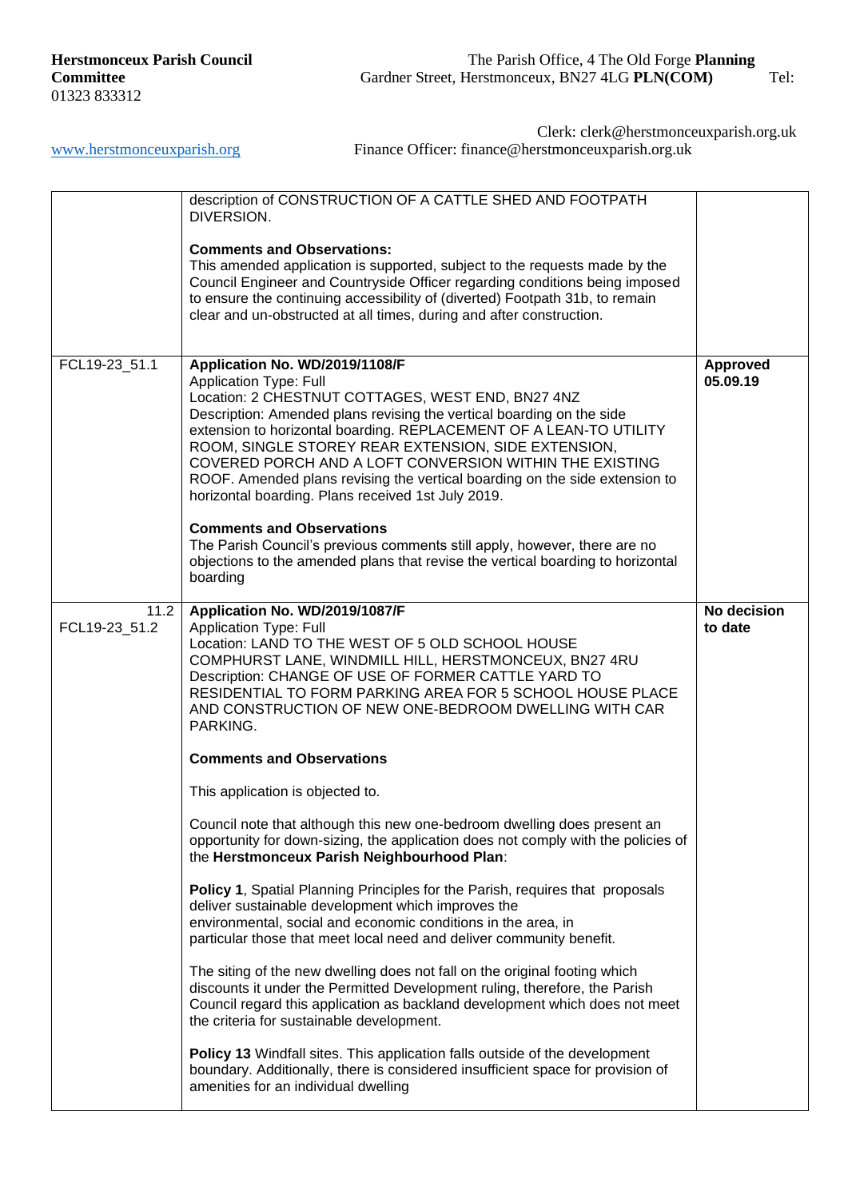**Herstmonceux Parish Council** The Parish Office, 4 The Old Forge **Planning Committee** Gardner Street, Herstmonceux, BN27 4LG **PLN(COM)** Tel: 01323 833312

Clerk: clerk@herstmonceuxparish.org.uk
www.herstmonceuxparish.org Finance Officer: finance@herstmonceuxparish.org.uk

| | | |
|---|---|---|
| | description of CONSTRUCTION OF A CATTLE SHED AND FOOTPATH DIVERSION.<br><br>**Comments and Observations:**<br>This amended application is supported, subject to the requests made by the Council Engineer and Countryside Officer regarding conditions being imposed to ensure the continuing accessibility of (diverted) Footpath 31b, to remain clear and un-obstructed at all times, during and after construction. | |
| FCL19-23_51.1 | **Application No. WD/2019/1108/F**<br>Application Type: Full<br>Location: 2 CHESTNUT COTTAGES, WEST END, BN27 4NZ<br>Description: Amended plans revising the vertical boarding on the side extension to horizontal boarding. REPLACEMENT OF A LEAN-TO UTILITY ROOM, SINGLE STOREY REAR EXTENSION, SIDE EXTENSION, COVERED PORCH AND A LOFT CONVERSION WITHIN THE EXISTING ROOF. Amended plans revising the vertical boarding on the side extension to horizontal boarding. Plans received 1st July 2019.<br><br>**Comments and Observations**<br>The Parish Council's previous comments still apply, however, there are no objections to the amended plans that revise the vertical boarding to horizontal boarding | **Approved 05.09.19** |
| 11.2 FCL19-23_51.2 | **Application No. WD/2019/1087/F**<br>Application Type: Full<br>Location: LAND TO THE WEST OF 5 OLD SCHOOL HOUSE COMPHURST LANE, WINDMILL HILL, HERSTMONCEUX, BN27 4RU<br>Description: CHANGE OF USE OF FORMER CATTLE YARD TO RESIDENTIAL TO FORM PARKING AREA FOR 5 SCHOOL HOUSE PLACE AND CONSTRUCTION OF NEW ONE-BEDROOM DWELLING WITH CAR PARKING.<br><br>**Comments and Observations**<br><br>This application is objected to.<br><br>Council note that although this new one-bedroom dwelling does present an opportunity for down-sizing, the application does not comply with the policies of the **Herstmonceux Parish Neighbourhood Plan**:<br><br>**Policy 1**, Spatial Planning Principles for the Parish, requires that proposals deliver sustainable development which improves the environmental, social and economic conditions in the area, in particular those that meet local need and deliver community benefit.<br><br>The siting of the new dwelling does not fall on the original footing which discounts it under the Permitted Development ruling, therefore, the Parish Council regard this application as backland development which does not meet the criteria for sustainable development.<br><br>**Policy 13** Windfall sites. This application falls outside of the development boundary. Additionally, there is considered insufficient space for provision of amenities for an individual dwelling | **No decision to date** |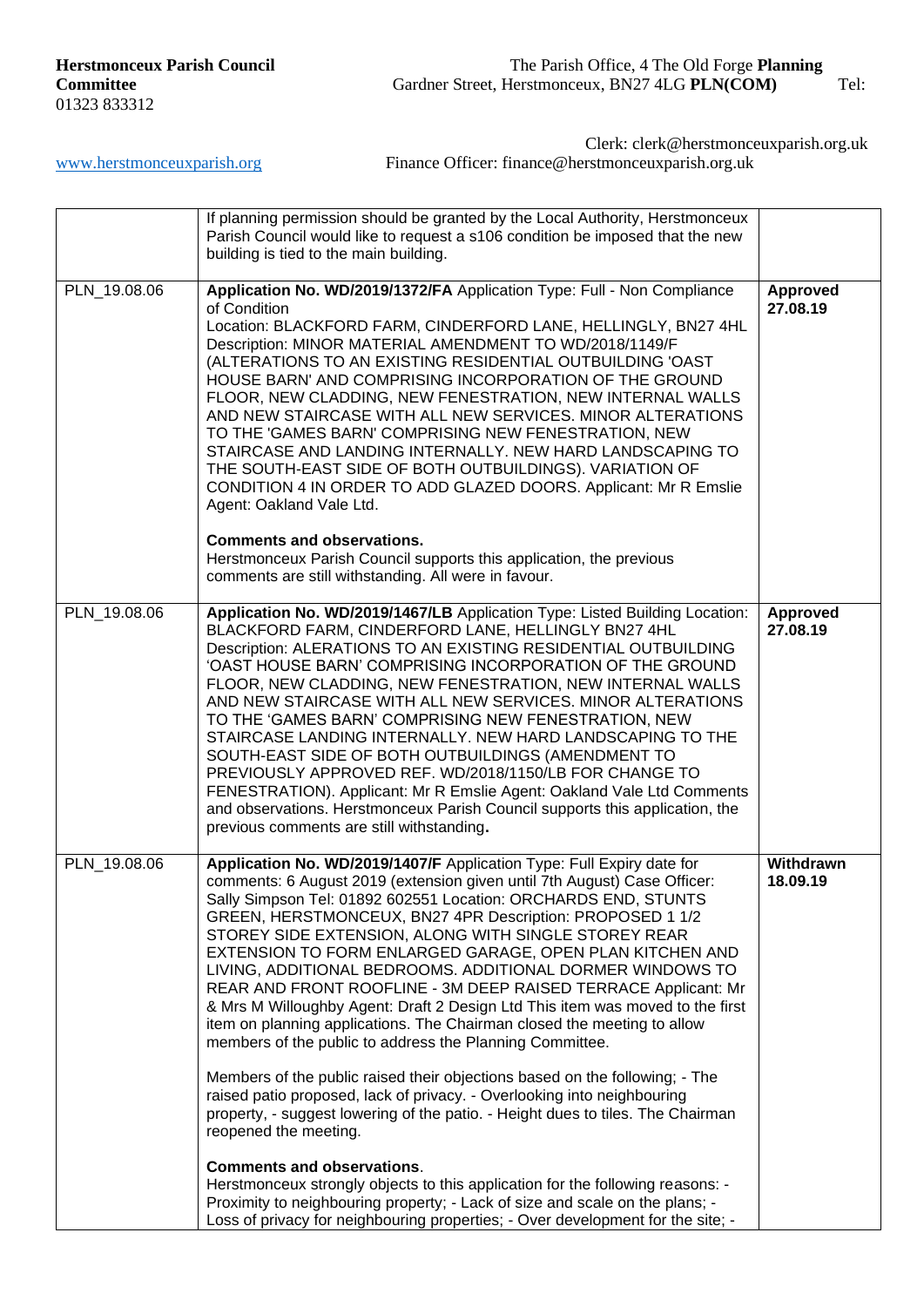**Herstmonceux Parish Council** The Parish Office, 4 The Old Forge **Planning Committee** Gardner Street, Herstmonceux, BN27 4LG **PLN(COM)** Tel: 01323 833312

Clerk: clerk@herstmonceuxparish.org.uk

www.herstmonceuxparish.org Finance Officer: finance@herstmonceuxparish.org.uk

| | | |
|---|---|---|
| | If planning permission should be granted by the Local Authority, Herstmonceux Parish Council would like to request a s106 condition be imposed that the new building is tied to the main building. | |
| PLN_19.08.06 | **Application No. WD/2019/1372/FA** Application Type: Full - Non Compliance of Condition<br>Location: BLACKFORD FARM, CINDERFORD LANE, HELLINGLY, BN27 4HL Description: MINOR MATERIAL AMENDMENT TO WD/2018/1149/F (ALTERATIONS TO AN EXISTING RESIDENTIAL OUTBUILDING 'OAST HOUSE BARN' AND COMPRISING INCORPORATION OF THE GROUND FLOOR, NEW CLADDING, NEW FENESTRATION, NEW INTERNAL WALLS AND NEW STAIRCASE WITH ALL NEW SERVICES. MINOR ALTERATIONS TO THE 'GAMES BARN' COMPRISING NEW FENESTRATION, NEW STAIRCASE AND LANDING INTERNALLY. NEW HARD LANDSCAPING TO THE SOUTH-EAST SIDE OF BOTH OUTBUILDINGS). VARIATION OF CONDITION 4 IN ORDER TO ADD GLAZED DOORS. Applicant: Mr R Emslie Agent: Oakland Vale Ltd.<br><br>**Comments and observations.**<br>Herstmonceux Parish Council supports this application, the previous comments are still withstanding. All were in favour. | **Approved 27.08.19** |
| PLN_19.08.06 | **Application No. WD/2019/1467/LB** Application Type: Listed Building Location: BLACKFORD FARM, CINDERFORD LANE, HELLINGLY BN27 4HL Description: ALERATIONS TO AN EXISTING RESIDENTIAL OUTBUILDING 'OAST HOUSE BARN' COMPRISING INCORPORATION OF THE GROUND FLOOR, NEW CLADDING, NEW FENESTRATION, NEW INTERNAL WALLS AND NEW STAIRCASE WITH ALL NEW SERVICES. MINOR ALTERATIONS TO THE 'GAMES BARN' COMPRISING NEW FENESTRATION, NEW STAIRCASE LANDING INTERNALLY. NEW HARD LANDSCAPING TO THE SOUTH-EAST SIDE OF BOTH OUTBUILDINGS (AMENDMENT TO PREVIOUSLY APPROVED REF. WD/2018/1150/LB FOR CHANGE TO FENESTRATION). Applicant: Mr R Emslie Agent: Oakland Vale Ltd Comments and observations. Herstmonceux Parish Council supports this application, the previous comments are still withstanding**.** | **Approved 27.08.19** |
| PLN_19.08.06 | **Application No. WD/2019/1407/F** Application Type: Full Expiry date for comments: 6 August 2019 (extension given until 7th August) Case Officer: Sally Simpson Tel: 01892 602551 Location: ORCHARDS END, STUNTS GREEN, HERSTMONCEUX, BN27 4PR Description: PROPOSED 1 1/2 STOREY SIDE EXTENSION, ALONG WITH SINGLE STOREY REAR EXTENSION TO FORM ENLARGED GARAGE, OPEN PLAN KITCHEN AND LIVING, ADDITIONAL BEDROOMS. ADDITIONAL DORMER WINDOWS TO REAR AND FRONT ROOFLINE - 3M DEEP RAISED TERRACE Applicant: Mr & Mrs M Willoughby Agent: Draft 2 Design Ltd This item was moved to the first item on planning applications. The Chairman closed the meeting to allow members of the public to address the Planning Committee.<br><br>Members of the public raised their objections based on the following; - The raised patio proposed, lack of privacy. - Overlooking into neighbouring property, - suggest lowering of the patio. - Height dues to tiles. The Chairman reopened the meeting.<br><br>**Comments and observations**.<br>Herstmonceux strongly objects to this application for the following reasons: - Proximity to neighbouring property; - Lack of size and scale on the plans; - Loss of privacy for neighbouring properties; - Over development for the site; - | **Withdrawn 18.09.19** |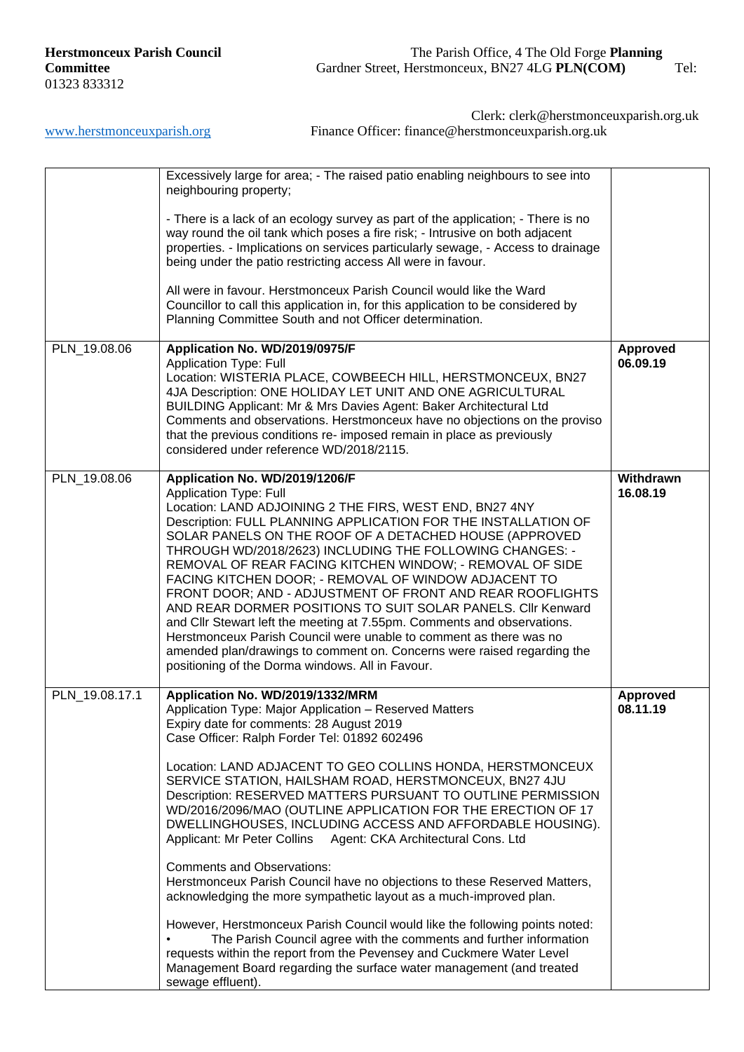| | Excessively large for area; - The raised patio enabling neighbours to see into neighbouring property;<br><br>- There is a lack of an ecology survey as part of the application; - There is no way round the oil tank which poses a fire risk; - Intrusive on both adjacent properties. - Implications on services particularly sewage, - Access to drainage being under the patio restricting access All were in favour.<br><br>All were in favour. Herstmonceux Parish Council would like the Ward Councillor to call this application in, for this application to be considered by Planning Committee South and not Officer determination. | |
|---|---|---|
| PLN_19.08.06 | **Application No. WD/2019/0975/F**<br>Application Type: Full<br>Location: WISTERIA PLACE, COWBEECH HILL, HERSTMONCEUX, BN27 4JA Description: ONE HOLIDAY LET UNIT AND ONE AGRICULTURAL BUILDING Applicant: Mr & Mrs Davies Agent: Baker Architectural Ltd Comments and observations. Herstmonceux have no objections on the proviso that the previous conditions re- imposed remain in place as previously considered under reference WD/2018/2115. | **Approved 06.09.19** |
| PLN_19.08.06 | **Application No. WD/2019/1206/F**<br>Application Type: Full<br>Location: LAND ADJOINING 2 THE FIRS, WEST END, BN27 4NY Description: FULL PLANNING APPLICATION FOR THE INSTALLATION OF SOLAR PANELS ON THE ROOF OF A DETACHED HOUSE (APPROVED THROUGH WD/2018/2623) INCLUDING THE FOLLOWING CHANGES: - REMOVAL OF REAR FACING KITCHEN WINDOW; - REMOVAL OF SIDE FACING KITCHEN DOOR; - REMOVAL OF WINDOW ADJACENT TO FRONT DOOR; AND - ADJUSTMENT OF FRONT AND REAR ROOFLIGHTS AND REAR DORMER POSITIONS TO SUIT SOLAR PANELS. Cllr Kenward and Cllr Stewart left the meeting at 7.55pm. Comments and observations. Herstmonceux Parish Council were unable to comment as there was no amended plan/drawings to comment on. Concerns were raised regarding the positioning of the Dorma windows. All in Favour. | **Withdrawn 16.08.19** |
| PLN_19.08.17.1 | **Application No. WD/2019/1332/MRM**<br>Application Type: Major Application – Reserved Matters<br>Expiry date for comments: 28 August 2019<br>Case Officer: Ralph Forder Tel: 01892 602496<br><br>Location: LAND ADJACENT TO GEO COLLINS HONDA, HERSTMONCEUX SERVICE STATION, HAILSHAM ROAD, HERSTMONCEUX, BN27 4JU Description: RESERVED MATTERS PURSUANT TO OUTLINE PERMISSION WD/2016/2096/MAO (OUTLINE APPLICATION FOR THE ERECTION OF 17 DWELLINGHOUSES, INCLUDING ACCESS AND AFFORDABLE HOUSING). Applicant: Mr Peter Collins Agent: CKA Architectural Cons. Ltd<br><br>Comments and Observations:<br>Herstmonceux Parish Council have no objections to these Reserved Matters, acknowledging the more sympathetic layout as a much-improved plan.<br><br>However, Herstmonceux Parish Council would like the following points noted:<br>• The Parish Council agree with the comments and further information requests within the report from the Pevensey and Cuckmere Water Level Management Board regarding the surface water management (and treated sewage effluent). | **Approved 08.11.19** |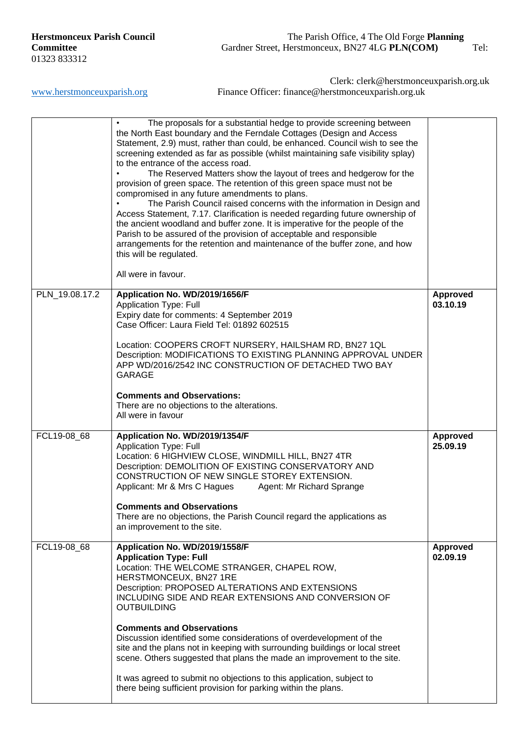**Herstmonceux Parish Council** The Parish Office, 4 The Old Forge **Planning Committee** Gardner Street, Herstmonceux, BN27 4LG **PLN(COM)** Tel: 01323 833312

Clerk: clerk@herstmonceuxparish.org.uk

www.herstmonceuxparish.org Finance Officer: finance@herstmonceuxparish.org.uk

| | | |
|---|---|---|
| | • The proposals for a substantial hedge to provide screening between the North East boundary and the Ferndale Cottages (Design and Access Statement, 2.9) must, rather than could, be enhanced. Council wish to see the screening extended as far as possible (whilst maintaining safe visibility splay) to the entrance of the access road.<br>• The Reserved Matters show the layout of trees and hedgerow for the provision of green space. The retention of this green space must not be compromised in any future amendments to plans.<br>• The Parish Council raised concerns with the information in Design and Access Statement, 7.17. Clarification is needed regarding future ownership of the ancient woodland and buffer zone. It is imperative for the people of the Parish to be assured of the provision of acceptable and responsible arrangements for the retention and maintenance of the buffer zone, and how this will be regulated.<br><br>All were in favour. | |
| PLN_19.08.17.2 | **Application No. WD/2019/1656/F**<br>Application Type: Full<br>Expiry date for comments: 4 September 2019<br>Case Officer: Laura Field Tel: 01892 602515<br><br>Location: COOPERS CROFT NURSERY, HAILSHAM RD, BN27 1QL<br>Description: MODIFICATIONS TO EXISTING PLANNING APPROVAL UNDER APP WD/2016/2542 INC CONSTRUCTION OF DETACHED TWO BAY GARAGE<br><br>**Comments and Observations:**<br>There are no objections to the alterations.<br>All were in favour | **Approved 03.10.19** |
| FCL19-08_68 | **Application No. WD/2019/1354/F**<br>Application Type: Full<br>Location: 6 HIGHVIEW CLOSE, WINDMILL HILL, BN27 4TR<br>Description: DEMOLITION OF EXISTING CONSERVATORY AND CONSTRUCTION OF NEW SINGLE STOREY EXTENSION.<br>Applicant: Mr & Mrs C Hagues Agent: Mr Richard Sprange<br><br>**Comments and Observations**<br>There are no objections, the Parish Council regard the applications as an improvement to the site. | **Approved 25.09.19** |
| FCL19-08_68 | **Application No. WD/2019/1558/F**<br>**Application Type: Full**<br>Location: THE WELCOME STRANGER, CHAPEL ROW, HERSTMONCEUX, BN27 1RE<br>Description: PROPOSED ALTERATIONS AND EXTENSIONS INCLUDING SIDE AND REAR EXTENSIONS AND CONVERSION OF OUTBUILDING<br><br>**Comments and Observations**<br>Discussion identified some considerations of overdevelopment of the site and the plans not in keeping with surrounding buildings or local street scene. Others suggested that plans the made an improvement to the site.<br><br>It was agreed to submit no objections to this application, subject to there being sufficient provision for parking within the plans. | **Approved 02.09.19** |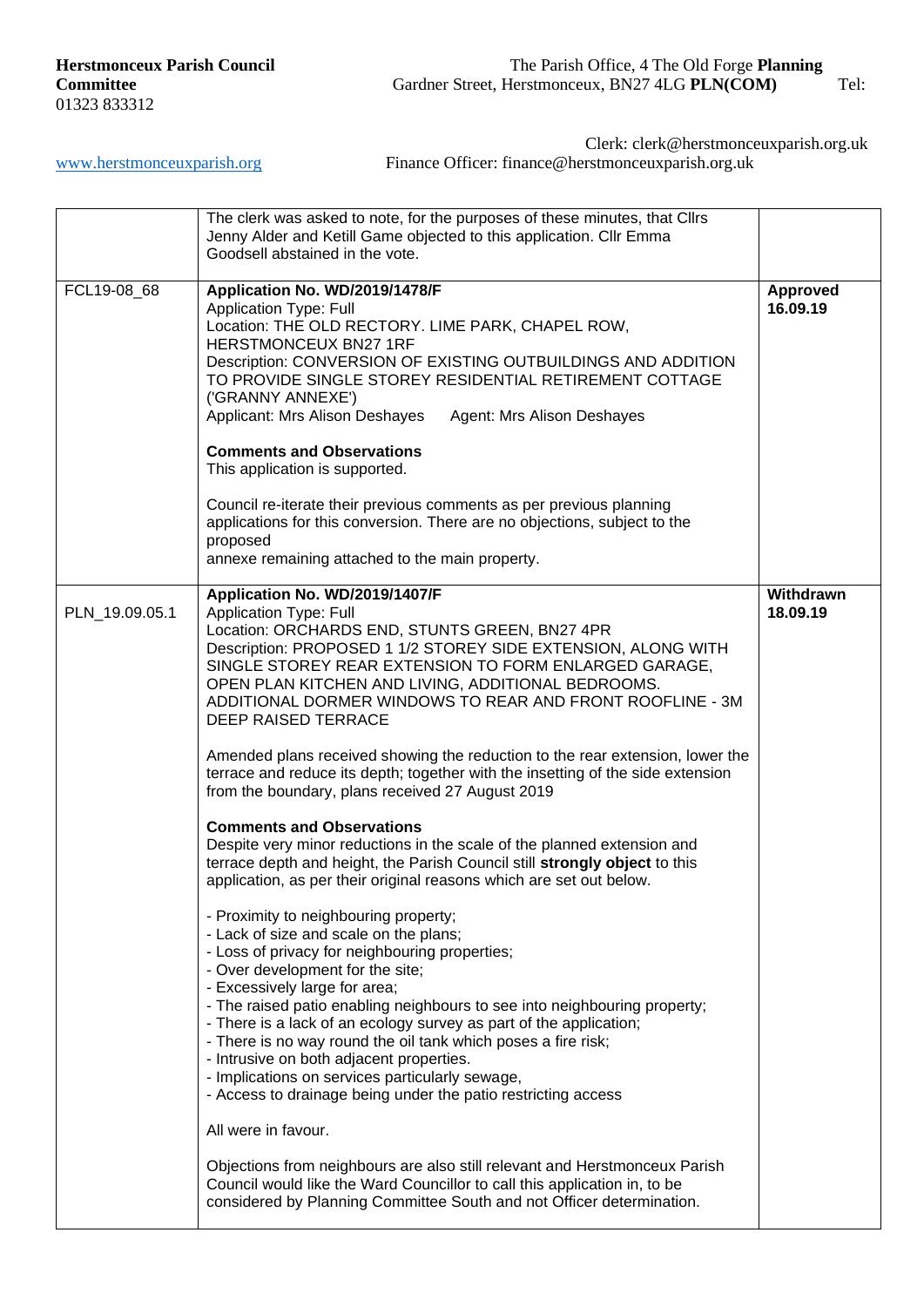**Herstmonceux Parish Council** The Parish Office, 4 The Old Forge **Planning Committee** Gardner Street, Herstmonceux, BN27 4LG **PLN(COM)** Tel: 01323 833312

Clerk: clerk@herstmonceuxparish.org.uk

www.herstmonceuxparish.org Finance Officer: finance@herstmonceuxparish.org.uk

| | | |
|---|---|---|
| | The clerk was asked to note, for the purposes of these minutes, that Cllrs Jenny Alder and Ketill Game objected to this application. Cllr Emma Goodsell abstained in the vote. | |
| FCL19-08_68 | **Application No. WD/2019/1478/F**<br>Application Type: Full<br>Location: THE OLD RECTORY. LIME PARK, CHAPEL ROW, HERSTMONCEUX BN27 1RF<br>Description: CONVERSION OF EXISTING OUTBUILDINGS AND ADDITION TO PROVIDE SINGLE STOREY RESIDENTIAL RETIREMENT COTTAGE ('GRANNY ANNEXE')<br>Applicant: Mrs Alison Deshayes Agent: Mrs Alison Deshayes<br><br>**Comments and Observations**<br>This application is supported.<br><br>Council re-iterate their previous comments as per previous planning applications for this conversion. There are no objections, subject to the proposed<br>annexe remaining attached to the main property. | **Approved 16.09.19** |
| PLN_19.09.05.1 | **Application No. WD/2019/1407/F**<br>Application Type: Full<br>Location: ORCHARDS END, STUNTS GREEN, BN27 4PR<br>Description: PROPOSED 1 1/2 STOREY SIDE EXTENSION, ALONG WITH SINGLE STOREY REAR EXTENSION TO FORM ENLARGED GARAGE, OPEN PLAN KITCHEN AND LIVING, ADDITIONAL BEDROOMS. ADDITIONAL DORMER WINDOWS TO REAR AND FRONT ROOFLINE - 3M DEEP RAISED TERRACE<br><br>Amended plans received showing the reduction to the rear extension, lower the terrace and reduce its depth; together with the insetting of the side extension from the boundary, plans received 27 August 2019<br><br>**Comments and Observations**<br>Despite very minor reductions in the scale of the planned extension and terrace depth and height, the Parish Council still **strongly object** to this application, as per their original reasons which are set out below.<br><br>- Proximity to neighbouring property;<br>- Lack of size and scale on the plans;<br>- Loss of privacy for neighbouring properties;<br>- Over development for the site;<br>- Excessively large for area;<br>- The raised patio enabling neighbours to see into neighbouring property;<br>- There is a lack of an ecology survey as part of the application;<br>- There is no way round the oil tank which poses a fire risk;<br>- Intrusive on both adjacent properties.<br>- Implications on services particularly sewage,<br>- Access to drainage being under the patio restricting access<br><br>All were in favour.<br><br>Objections from neighbours are also still relevant and Herstmonceux Parish Council would like the Ward Councillor to call this application in, to be considered by Planning Committee South and not Officer determination. | **Withdrawn 18.09.19** |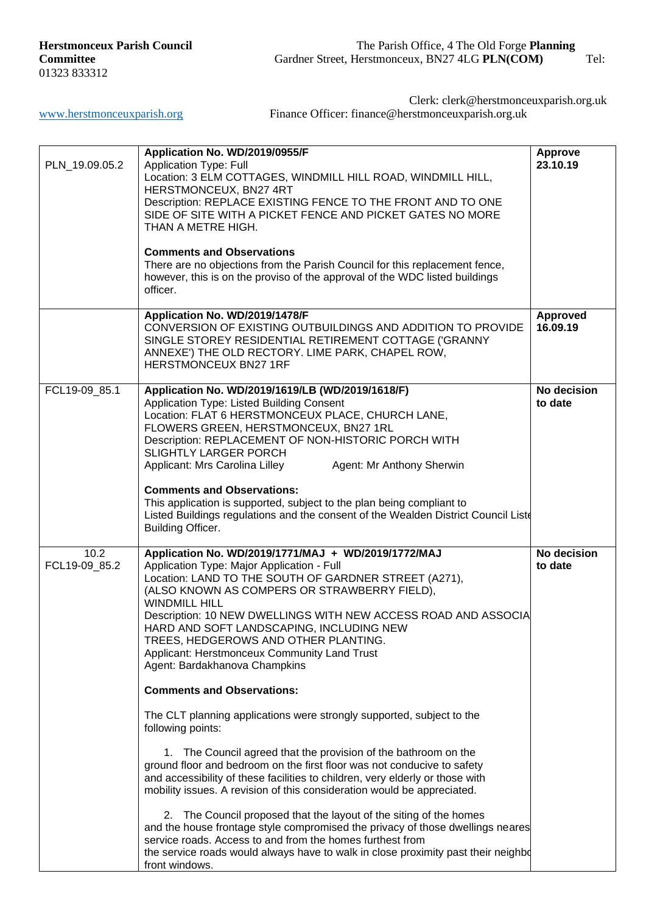**Herstmonceux Parish Council** The Parish Office, 4 The Old Forge **Planning Committee** Gardner Street, Herstmonceux, BN27 4LG **PLN(COM)** Tel: 01323 833312

Clerk: clerk@herstmonceuxparish.org.uk

www.herstmonceuxparish.org Finance Officer: finance@herstmonceuxparish.org.uk

| | | |
|---|---|---|
| PLN_19.09.05.2 | **Application No. WD/2019/0955/F**<br>Application Type: Full<br>Location: 3 ELM COTTAGES, WINDMILL HILL ROAD, WINDMILL HILL, HERSTMONCEUX, BN27 4RT<br>Description: REPLACE EXISTING FENCE TO THE FRONT AND TO ONE SIDE OF SITE WITH A PICKET FENCE AND PICKET GATES NO MORE THAN A METRE HIGH.<br><br>**Comments and Observations**<br>There are no objections from the Parish Council for this replacement fence, however, this is on the proviso of the approval of the WDC listed buildings officer. | **Approve 23.10.19** |
| | **Application No. WD/2019/1478/F**<br>CONVERSION OF EXISTING OUTBUILDINGS AND ADDITION TO PROVIDE SINGLE STOREY RESIDENTIAL RETIREMENT COTTAGE ('GRANNY ANNEXE') THE OLD RECTORY. LIME PARK, CHAPEL ROW, HERSTMONCEUX BN27 1RF | **Approved 16.09.19** |
| FCL19-09_85.1 | **Application No. WD/2019/1619/LB (WD/2019/1618/F)**<br>Application Type: Listed Building Consent<br>Location: FLAT 6 HERSTMONCEUX PLACE, CHURCH LANE, FLOWERS GREEN, HERSTMONCEUX, BN27 1RL<br>Description: REPLACEMENT OF NON-HISTORIC PORCH WITH SLIGHTLY LARGER PORCH<br>Applicant: Mrs Carolina Lilley Agent: Mr Anthony Sherwin<br><br>**Comments and Observations:**<br>This application is supported, subject to the plan being compliant to Listed Buildings regulations and the consent of the Wealden District Council Liste Building Officer. | **No decision to date** |
| 10.2<br>FCL19-09_85.2 | **Application No. WD/2019/1771/MAJ + WD/2019/1772/MAJ**<br>Application Type: Major Application - Full<br>Location: LAND TO THE SOUTH OF GARDNER STREET (A271), (ALSO KNOWN AS COMPERS OR STRAWBERRY FIELD), WINDMILL HILL<br>Description: 10 NEW DWELLINGS WITH NEW ACCESS ROAD AND ASSOCIA HARD AND SOFT LANDSCAPING, INCLUDING NEW TREES, HEDGEROWS AND OTHER PLANTING.<br>Applicant: Herstmonceux Community Land Trust<br>Agent: Bardakhanova Champkins<br><br>**Comments and Observations:**<br><br>The CLT planning applications were strongly supported, subject to the following points:<br><br>1. The Council agreed that the provision of the bathroom on the ground floor and bedroom on the first floor was not conducive to safety and accessibility of these facilities to children, very elderly or those with mobility issues. A revision of this consideration would be appreciated.<br><br>2. The Council proposed that the layout of the siting of the homes and the house frontage style compromised the privacy of those dwellings neares service roads. Access to and from the homes furthest from the service roads would always have to walk in close proximity past their neighbo front windows. | **No decision to date** |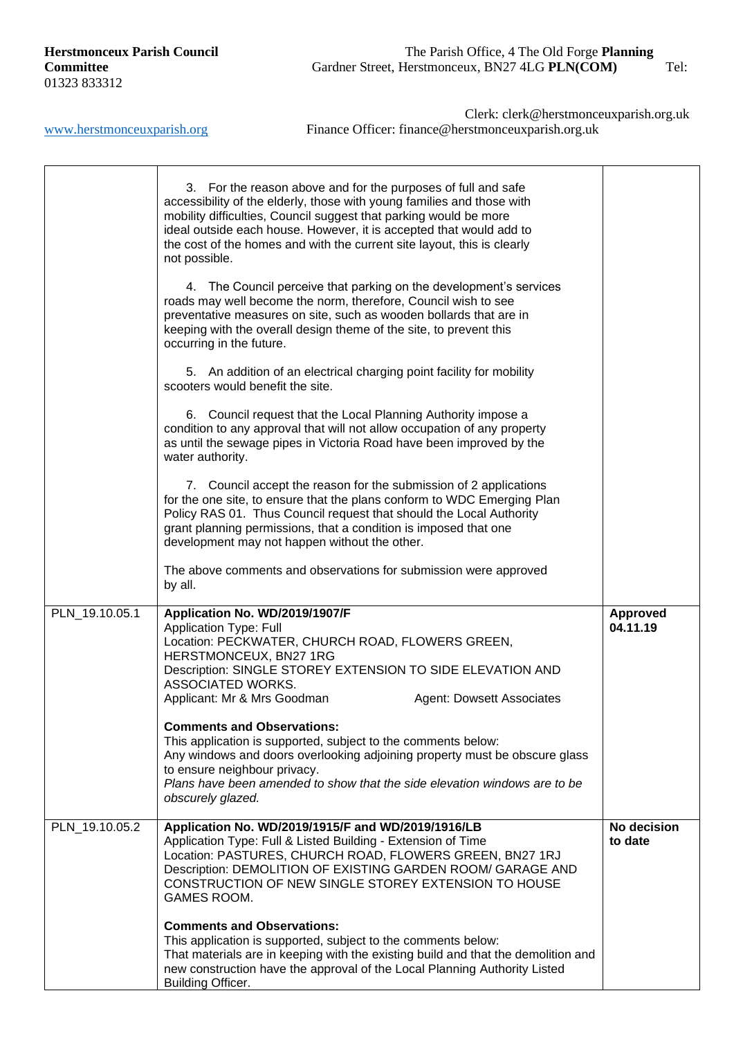**Herstmonceux Parish Council** The Parish Office, 4 The Old Forge **Planning Committee** Gardner Street, Herstmonceux, BN27 4LG **PLN(COM)** Tel: 01323 833312

Clerk: clerk@herstmonceuxparish.org.uk
www.herstmonceuxparish.org Finance Officer: finance@herstmonceuxparish.org.uk

| | | |
|---|---|---|
| | 3. For the reason above and for the purposes of full and safe accessibility of the elderly, those with young families and those with mobility difficulties, Council suggest that parking would be more ideal outside each house. However, it is accepted that would add to the cost of the homes and with the current site layout, this is clearly not possible.<br><br>4. The Council perceive that parking on the development's services roads may well become the norm, therefore, Council wish to see preventative measures on site, such as wooden bollards that are in keeping with the overall design theme of the site, to prevent this occurring in the future.<br><br>5. An addition of an electrical charging point facility for mobility scooters would benefit the site.<br><br>6. Council request that the Local Planning Authority impose a condition to any approval that will not allow occupation of any property as until the sewage pipes in Victoria Road have been improved by the water authority.<br><br>7. Council accept the reason for the submission of 2 applications for the one site, to ensure that the plans conform to WDC Emerging Plan Policy RAS 01. Thus Council request that should the Local Authority grant planning permissions, that a condition is imposed that one development may not happen without the other.<br><br>The above comments and observations for submission were approved by all. | |
| PLN_19.10.05.1 | **Application No. WD/2019/1907/F**<br>Application Type: Full<br>Location: PECKWATER, CHURCH ROAD, FLOWERS GREEN, HERSTMONCEUX, BN27 1RG<br>Description: SINGLE STOREY EXTENSION TO SIDE ELEVATION AND ASSOCIATED WORKS.<br>Applicant: Mr & Mrs Goodman Agent: Dowsett Associates<br><br>**Comments and Observations:**<br>This application is supported, subject to the comments below:<br>Any windows and doors overlooking adjoining property must be obscure glass to ensure neighbour privacy.<br>*Plans have been amended to show that the side elevation windows are to be obscurely glazed.* | **Approved 04.11.19** |
| PLN_19.10.05.2 | **Application No. WD/2019/1915/F and WD/2019/1916/LB**<br>Application Type: Full & Listed Building - Extension of Time<br>Location: PASTURES, CHURCH ROAD, FLOWERS GREEN, BN27 1RJ<br>Description: DEMOLITION OF EXISTING GARDEN ROOM/ GARAGE AND CONSTRUCTION OF NEW SINGLE STOREY EXTENSION TO HOUSE GAMES ROOM.<br><br>**Comments and Observations:**<br>This application is supported, subject to the comments below:<br>That materials are in keeping with the existing build and that the demolition and new construction have the approval of the Local Planning Authority Listed Building Officer. | **No decision to date** |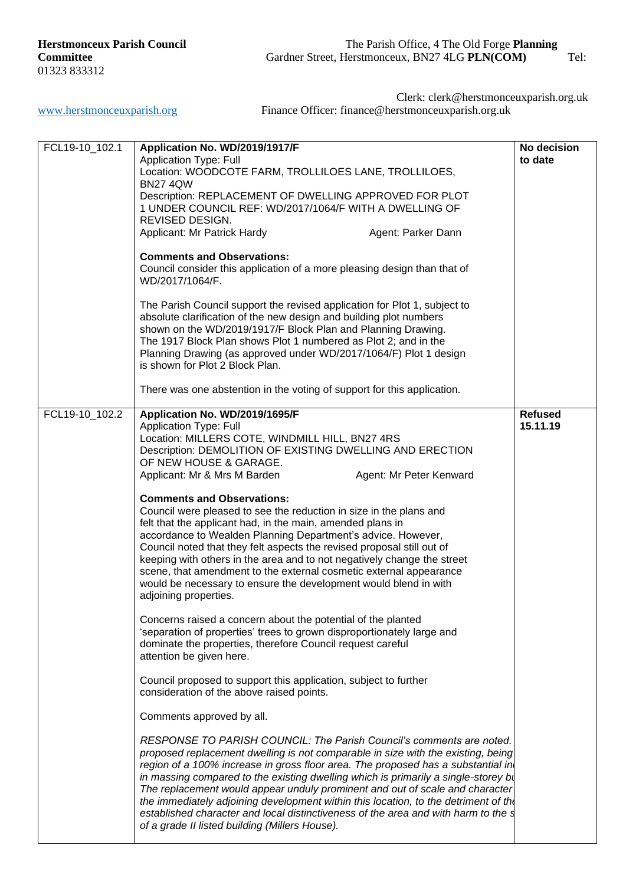**Herstmonceux Parish Council** The Parish Office, 4 The Old Forge **Planning Committee** Gardner Street, Herstmonceux, BN27 4LG **PLN(COM)** Tel: 01323 833312

Clerk: clerk@herstmonceuxparish.org.uk

[www.herstmonceuxparish.org](http://www.herstmonceuxparish.org) Finance Officer: finance@herstmonceuxparish.org.uk

| | | |
|---|---|---|
| FCL19-10_102.1 | **Application No. WD/2019/1917/F**<br>Application Type: Full<br>Location: WOODCOTE FARM, TROLLILOES LANE, TROLLILOES, BN27 4QW<br>Description: REPLACEMENT OF DWELLING APPROVED FOR PLOT 1 UNDER COUNCIL REF: WD/2017/1064/F WITH A DWELLING OF REVISED DESIGN.<br>Applicant: Mr Patrick Hardy Agent: Parker Dann<br><br>**Comments and Observations:**<br>Council consider this application of a more pleasing design than that of WD/2017/1064/F.<br><br>The Parish Council support the revised application for Plot 1, subject to absolute clarification of the new design and building plot numbers shown on the WD/2019/1917/F Block Plan and Planning Drawing. The 1917 Block Plan shows Plot 1 numbered as Plot 2; and in the Planning Drawing (as approved under WD/2017/1064/F) Plot 1 design is shown for Plot 2 Block Plan.<br><br>There was one abstention in the voting of support for this application. | **No decision to date** |
| FCL19-10_102.2 | **Application No. WD/2019/1695/F**<br>Application Type: Full<br>Location: MILLERS COTE, WINDMILL HILL, BN27 4RS<br>Description: DEMOLITION OF EXISTING DWELLING AND ERECTION OF NEW HOUSE & GARAGE.<br>Applicant: Mr & Mrs M Barden Agent: Mr Peter Kenward<br><br>**Comments and Observations:**<br>Council were pleased to see the reduction in size in the plans and felt that the applicant had, in the main, amended plans in accordance to Wealden Planning Department's advice. However, Council noted that they felt aspects the revised proposal still out of keeping with others in the area and to not negatively change the street scene, that amendment to the external cosmetic external appearance would be necessary to ensure the development would blend in with adjoining properties.<br><br>Concerns raised a concern about the potential of the planted 'separation of properties' trees to grown disproportionately large and dominate the properties, therefore Council request careful attention be given here.<br><br>Council proposed to support this application, subject to further consideration of the above raised points.<br><br>Comments approved by all.<br><br>*RESPONSE TO PARISH COUNCIL: The Parish Council's comments are noted. proposed replacement dwelling is not comparable in size with the existing, being region of a 100% increase in gross floor area. The proposed has a substantial in in massing compared to the existing dwelling which is primarily a single-storey bu The replacement would appear unduly prominent and out of scale and character the immediately adjoining development within this location, to the detriment of the established character and local distinctiveness of the area and with harm to the s of a grade II listed building (Millers House).* | **Refused 15.11.19** |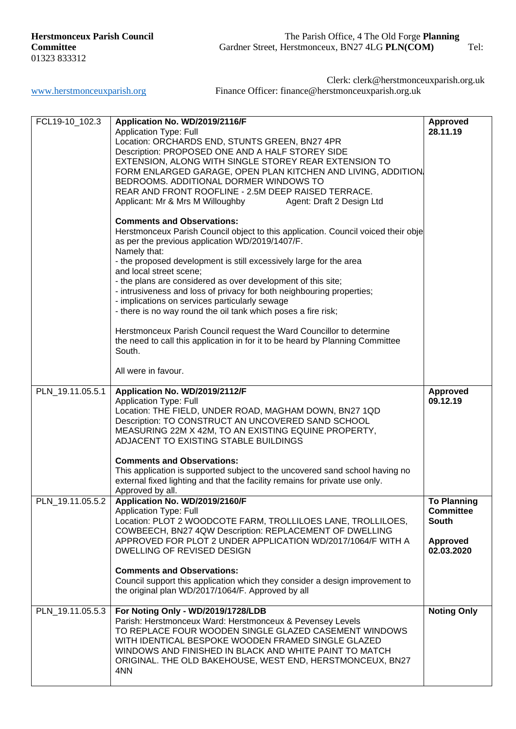**Herstmonceux Parish Council** The Parish Office, 4 The Old Forge **Planning Committee** Gardner Street, Herstmonceux, BN27 4LG **PLN(COM)** Tel: 01323 833312

Clerk: clerk@herstmonceuxparish.org.uk

[www.herstmonceuxparish.org](http://www.herstmonceuxparish.org) Finance Officer: finance@herstmonceuxparish.org.uk

| | | |
|---|---|---|
| FCL19-10_102.3 | **Application No. WD/2019/2116/F**<br>Application Type: Full<br>Location: ORCHARDS END, STUNTS GREEN, BN27 4PR<br>Description: PROPOSED ONE AND A HALF STOREY SIDE EXTENSION, ALONG WITH SINGLE STOREY REAR EXTENSION TO FORM ENLARGED GARAGE, OPEN PLAN KITCHEN AND LIVING, ADDITION BEDROOMS. ADDITIONAL DORMER WINDOWS TO REAR AND FRONT ROOFLINE - 2.5M DEEP RAISED TERRACE.<br>Applicant: Mr & Mrs M Willoughby Agent: Draft 2 Design Ltd<br><br>**Comments and Observations:**<br>Herstmonceux Parish Council object to this application. Council voiced their obje as per the previous application WD/2019/1407/F.<br>Namely that:<br>- the proposed development is still excessively large for the area and local street scene;<br>- the plans are considered as over development of this site;<br>- intrusiveness and loss of privacy for both neighbouring properties;<br>- implications on services particularly sewage<br>- there is no way round the oil tank which poses a fire risk;<br><br>Herstmonceux Parish Council request the Ward Councillor to determine the need to call this application in for it to be heard by Planning Committee South.<br><br>All were in favour. | **Approved 28.11.19** |
| PLN_19.11.05.5.1 | **Application No. WD/2019/2112/F**<br>Application Type: Full<br>Location: THE FIELD, UNDER ROAD, MAGHAM DOWN, BN27 1QD<br>Description: TO CONSTRUCT AN UNCOVERED SAND SCHOOL MEASURING 22M X 42M, TO AN EXISTING EQUINE PROPERTY, ADJACENT TO EXISTING STABLE BUILDINGS<br><br>**Comments and Observations:**<br>This application is supported subject to the uncovered sand school having no external fixed lighting and that the facility remains for private use only. Approved by all. | **Approved 09.12.19** |
| PLN_19.11.05.5.2 | **Application No. WD/2019/2160/F**<br>Application Type: Full<br>Location: PLOT 2 WOODCOTE FARM, TROLLILOES LANE, TROLLILOES, COWBEECH, BN27 4QW Description: REPLACEMENT OF DWELLING APPROVED FOR PLOT 2 UNDER APPLICATION WD/2017/1064/F WITH A DWELLING OF REVISED DESIGN<br><br>**Comments and Observations:**<br>Council support this application which they consider a design improvement to the original plan WD/2017/1064/F. Approved by all | **To Planning Committee South**<br><br>**Approved 02.03.2020** |
| PLN_19.11.05.5.3 | **For Noting Only - WD/2019/1728/LDB**<br>Parish: Herstmonceux Ward: Herstmonceux & Pevensey Levels<br>TO REPLACE FOUR WOODEN SINGLE GLAZED CASEMENT WINDOWS WITH IDENTICAL BESPOKE WOODEN FRAMED SINGLE GLAZED WINDOWS AND FINISHED IN BLACK AND WHITE PAINT TO MATCH ORIGINAL. THE OLD BAKEHOUSE, WEST END, HERSTMONCEUX, BN27 4NN | **Noting Only** |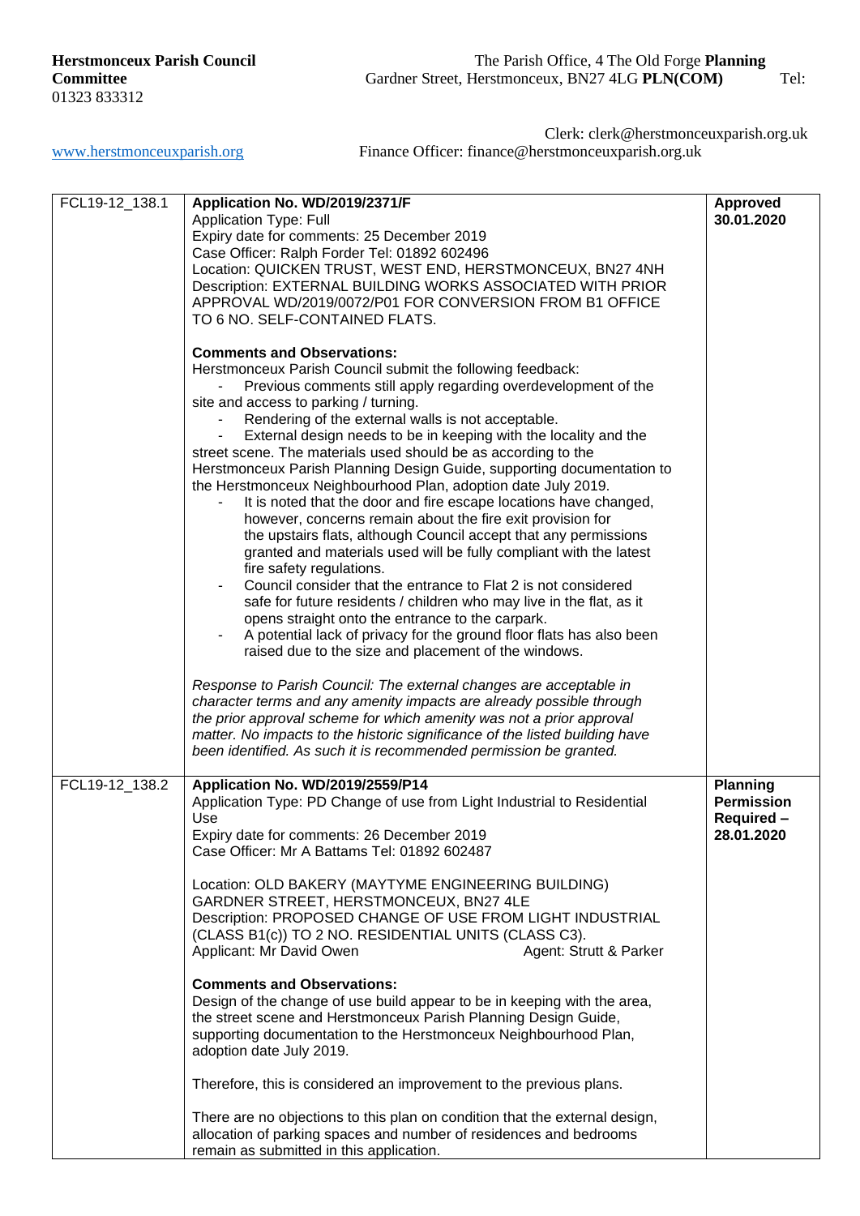**Herstmonceux Parish Council** The Parish Office, 4 The Old Forge **Planning Committee** Gardner Street, Herstmonceux, BN27 4LG **PLN(COM)** Tel: 01323 833312

Clerk: clerk@herstmonceuxparish.org.uk

www.herstmonceuxparish.org Finance Officer: finance@herstmonceuxparish.org.uk

| | | |
|---|---|---|
| FCL19-12_138.1 | **Application No. WD/2019/2371/F**<br>Application Type: Full<br>Expiry date for comments: 25 December 2019<br>Case Officer: Ralph Forder Tel: 01892 602496<br>Location: QUICKEN TRUST, WEST END, HERSTMONCEUX, BN27 4NH<br>Description: EXTERNAL BUILDING WORKS ASSOCIATED WITH PRIOR APPROVAL WD/2019/0072/P01 FOR CONVERSION FROM B1 OFFICE TO 6 NO. SELF-CONTAINED FLATS.<br><br>**Comments and Observations:**<br>Herstmonceux Parish Council submit the following feedback:<br>- Previous comments still apply regarding overdevelopment of the site and access to parking / turning.<br>- Rendering of the external walls is not acceptable.<br>- External design needs to be in keeping with the locality and the street scene. The materials used should be as according to the Herstmonceux Parish Planning Design Guide, supporting documentation to the Herstmonceux Neighbourhood Plan, adoption date July 2019.<br>- It is noted that the door and fire escape locations have changed, however, concerns remain about the fire exit provision for the upstairs flats, although Council accept that any permissions granted and materials used will be fully compliant with the latest fire safety regulations.<br>- Council consider that the entrance to Flat 2 is not considered safe for future residents / children who may live in the flat, as it opens straight onto the entrance to the carpark.<br>- A potential lack of privacy for the ground floor flats has also been raised due to the size and placement of the windows.<br><br>*Response to Parish Council: The external changes are acceptable in character terms and any amenity impacts are already possible through the prior approval scheme for which amenity was not a prior approval matter. No impacts to the historic significance of the listed building have been identified. As such it is recommended permission be granted.* | **Approved 30.01.2020** |
| FCL19-12_138.2 | **Application No. WD/2019/2559/P14**<br>Application Type: PD Change of use from Light Industrial to Residential Use<br>Expiry date for comments: 26 December 2019<br>Case Officer: Mr A Battams Tel: 01892 602487<br><br>Location: OLD BAKERY (MAYTYME ENGINEERING BUILDING) GARDNER STREET, HERSTMONCEUX, BN27 4LE<br>Description: PROPOSED CHANGE OF USE FROM LIGHT INDUSTRIAL (CLASS B1(c)) TO 2 NO. RESIDENTIAL UNITS (CLASS C3).<br>Applicant: Mr David Owen Agent: Strutt & Parker<br><br>**Comments and Observations:**<br>Design of the change of use build appear to be in keeping with the area, the street scene and Herstmonceux Parish Planning Design Guide, supporting documentation to the Herstmonceux Neighbourhood Plan, adoption date July 2019.<br><br>Therefore, this is considered an improvement to the previous plans.<br><br>There are no objections to this plan on condition that the external design, allocation of parking spaces and number of residences and bedrooms remain as submitted in this application. | **Planning Permission Required – 28.01.2020** |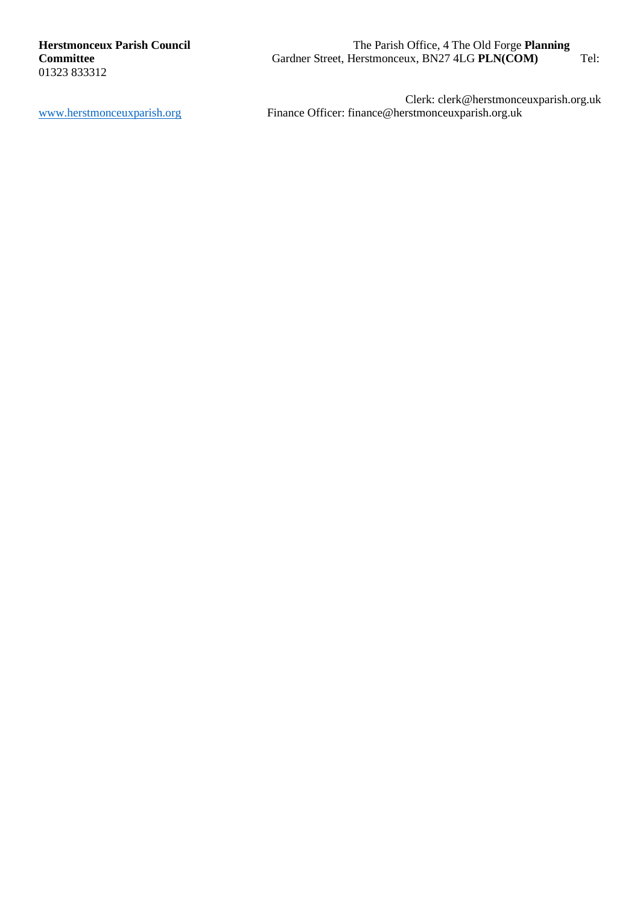**Herstmonceux Parish Council Planning Committee**
**PLN(COM)**

The Parish Office, 4 The Old Forge
Gardner Street, Herstmonceux, BN27 4LG
Tel: 01323 833312

Clerk: clerk@herstmonceuxparish.org.uk
Finance Officer: finance@herstmonceuxparish.org.uk

www.herstmonceuxparish.org